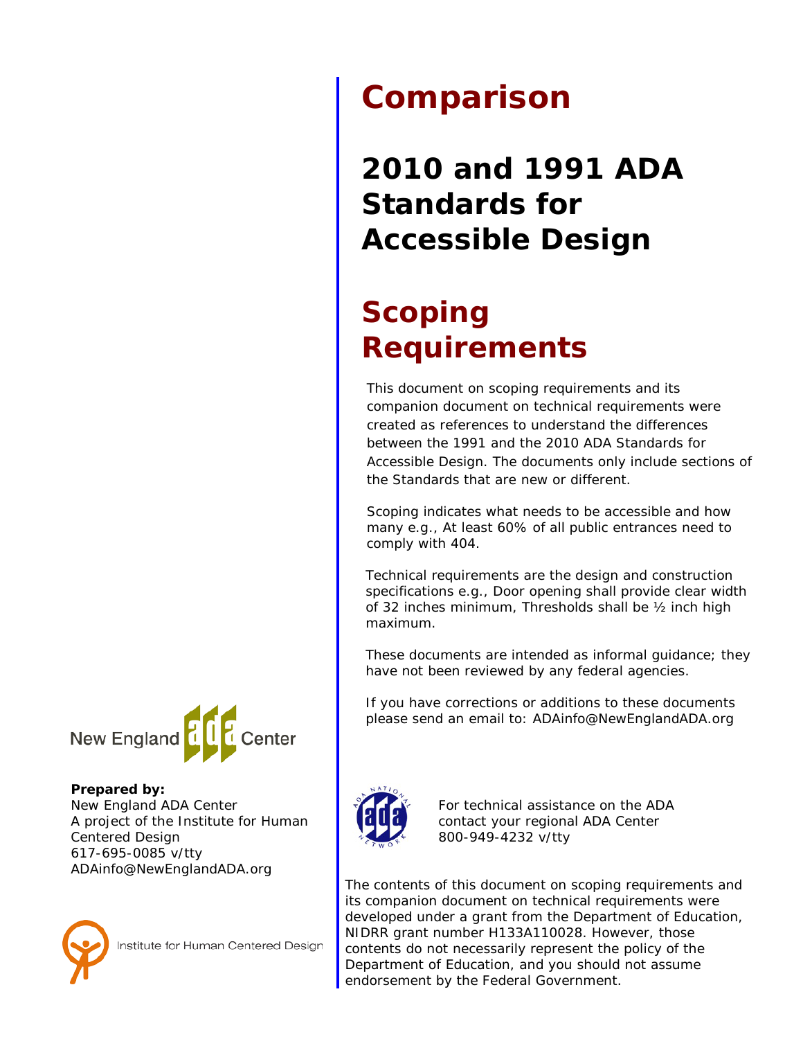# Comparison

# 2010 and 1991 ADA Standards for Accessible Design

## Scoping Requirements

This document on scoping requirements and its companion document on technical requirements were created as references to understand the differences between the 1991 and the 2010 ADA Standards for Accessible Design. The documents only include sections of the Standards that are new or different.

Scoping indicates what needs to be accessible and how many e.g., At least 60% of all public entrances need to comply with 404.

Technical requirements are the design and construction specifications e.g., Door opening shall provide clear width of 32 inches minimum, Thresholds shall be ½ inch high maximum.

These documents are intended as informal guidance; they have not been reviewed by any federal agencies.

If you have corrections or additions to these documents please send an email to: ADAinfo@NewEnglandADA.org

New England ADA Center

**Prepared by:**
New England ADA Center
A project of the Institute for Human Centered Design
617-695-0085 v/tty
ADAinfo@NewEnglandADA.org

Institute for Human Centered Design

For technical assistance on the ADA contact your regional ADA Center
800-949-4232 v/tty

The contents of this document on scoping requirements and its companion document on technical requirements were developed under a grant from the Department of Education, NIDRR grant number H133A110028. However, those contents do not necessarily represent the policy of the Department of Education, and you should not assume endorsement by the Federal Government.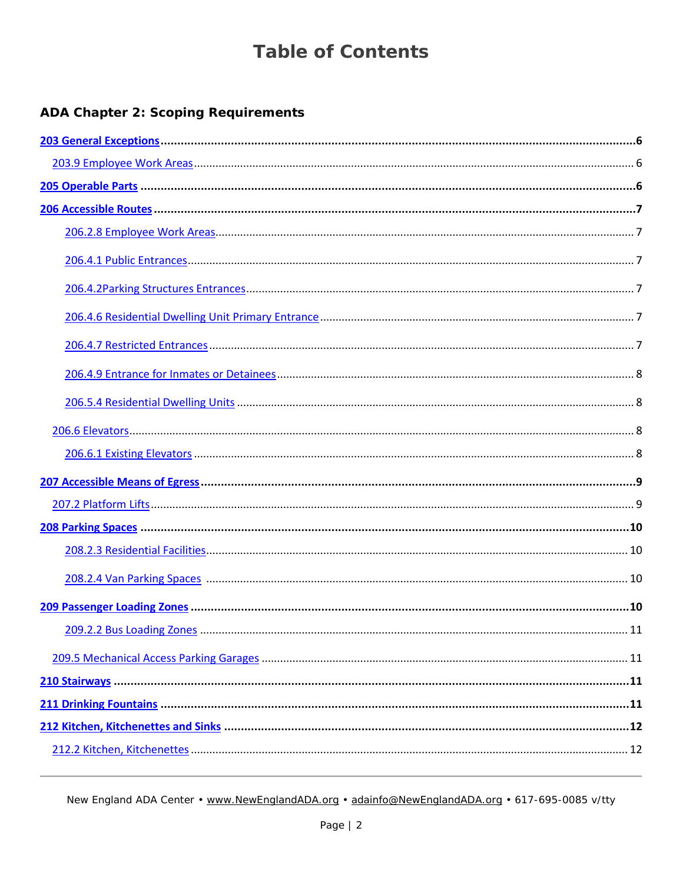# Table of Contents

## ADA Chapter 2: Scoping Requirements

- **203 General Exceptions** .......... 6
  - 203.9 Employee Work Areas .......... 6
- **205 Operable Parts** .......... 6
- **206 Accessible Routes** .......... 7
    - 206.2.8 Employee Work Areas .......... 7
    - 206.4.1 Public Entrances .......... 7
    - 206.4.2Parking Structures Entrances .......... 7
    - 206.4.6 Residential Dwelling Unit Primary Entrance .......... 7
    - 206.4.7 Restricted Entrances .......... 7
    - 206.4.9 Entrance for Inmates or Detainees .......... 8
    - 206.5.4 Residential Dwelling Units .......... 8
  - 206.6 Elevators .......... 8
    - 206.6.1 Existing Elevators .......... 8
- **207 Accessible Means of Egress** .......... 9
  - 207.2 Platform Lifts .......... 9
- **208 Parking Spaces** .......... 10
    - 208.2.3 Residential Facilities .......... 10
    - 208.2.4 Van Parking Spaces .......... 10
- **209 Passenger Loading Zones** .......... 10
    - 209.2.2 Bus Loading Zones .......... 11
  - 209.5 Mechanical Access Parking Garages .......... 11
- **210 Stairways** .......... 11
- **211 Drinking Fountains** .......... 11
- **212 Kitchen, Kitchenettes and Sinks** .......... 12
  - 212.2 Kitchen, Kitchenettes .......... 12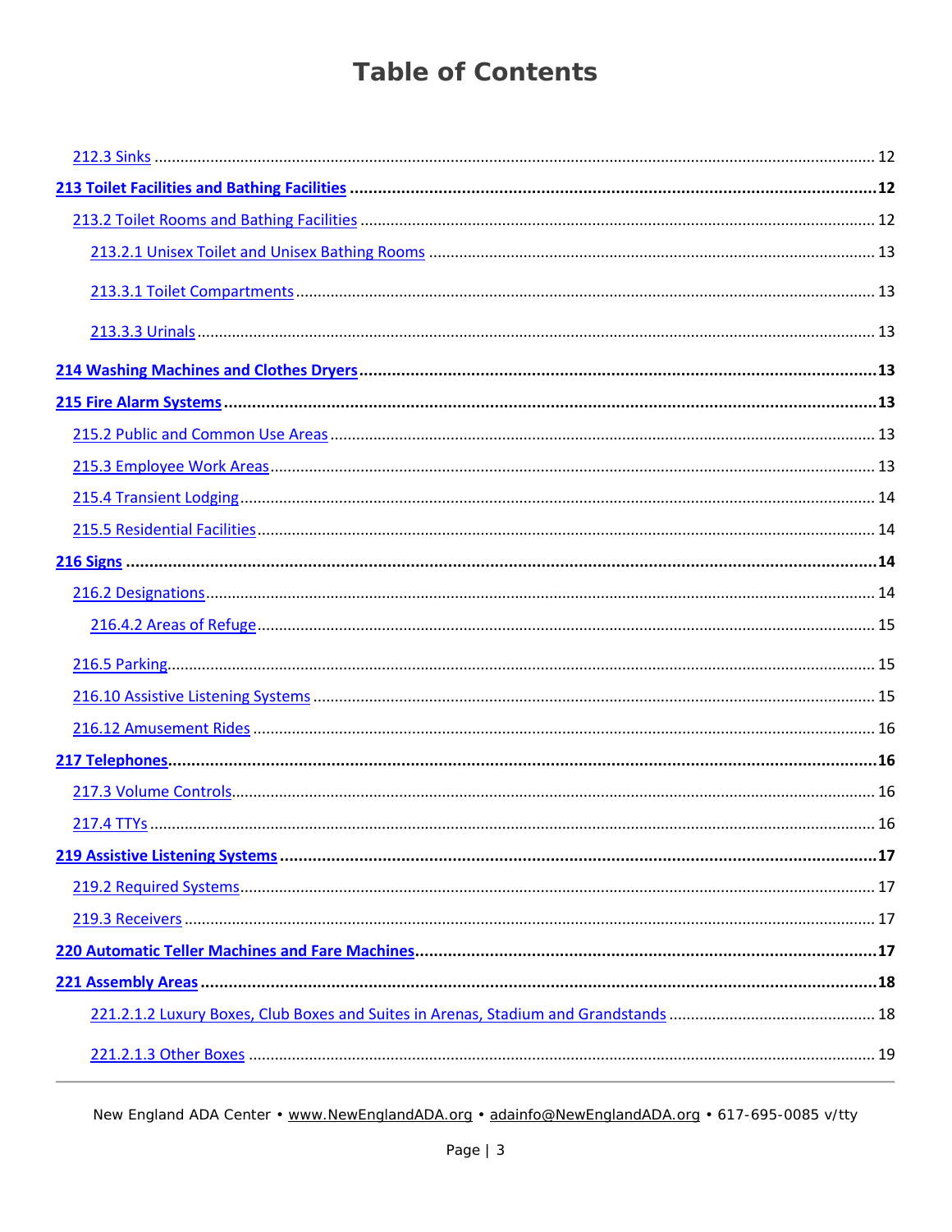# Table of Contents

- 212.3 Sinks ..... 12
- **213 Toilet Facilities and Bathing Facilities ..... 12**
  - 213.2 Toilet Rooms and Bathing Facilities ..... 12
    - 213.2.1 Unisex Toilet and Unisex Bathing Rooms ..... 13
    - 213.3.1 Toilet Compartments ..... 13
    - 213.3.3 Urinals ..... 13
- **214 Washing Machines and Clothes Dryers ..... 13**
- **215 Fire Alarm Systems ..... 13**
  - 215.2 Public and Common Use Areas ..... 13
  - 215.3 Employee Work Areas ..... 13
  - 215.4 Transient Lodging ..... 14
  - 215.5 Residential Facilities ..... 14
- **216 Signs ..... 14**
  - 216.2 Designations ..... 14
    - 216.4.2 Areas of Refuge ..... 15
  - 216.5 Parking ..... 15
  - 216.10 Assistive Listening Systems ..... 15
  - 216.12 Amusement Rides ..... 16
- **217 Telephones ..... 16**
  - 217.3 Volume Controls ..... 16
  - 217.4 TTYs ..... 16
- **219 Assistive Listening Systems ..... 17**
  - 219.2 Required Systems ..... 17
  - 219.3 Receivers ..... 17
- **220 Automatic Teller Machines and Fare Machines ..... 17**
- **221 Assembly Areas ..... 18**
    - 221.2.1.2 Luxury Boxes, Club Boxes and Suites in Arenas, Stadium and Grandstands ..... 18
    - 221.2.1.3 Other Boxes ..... 19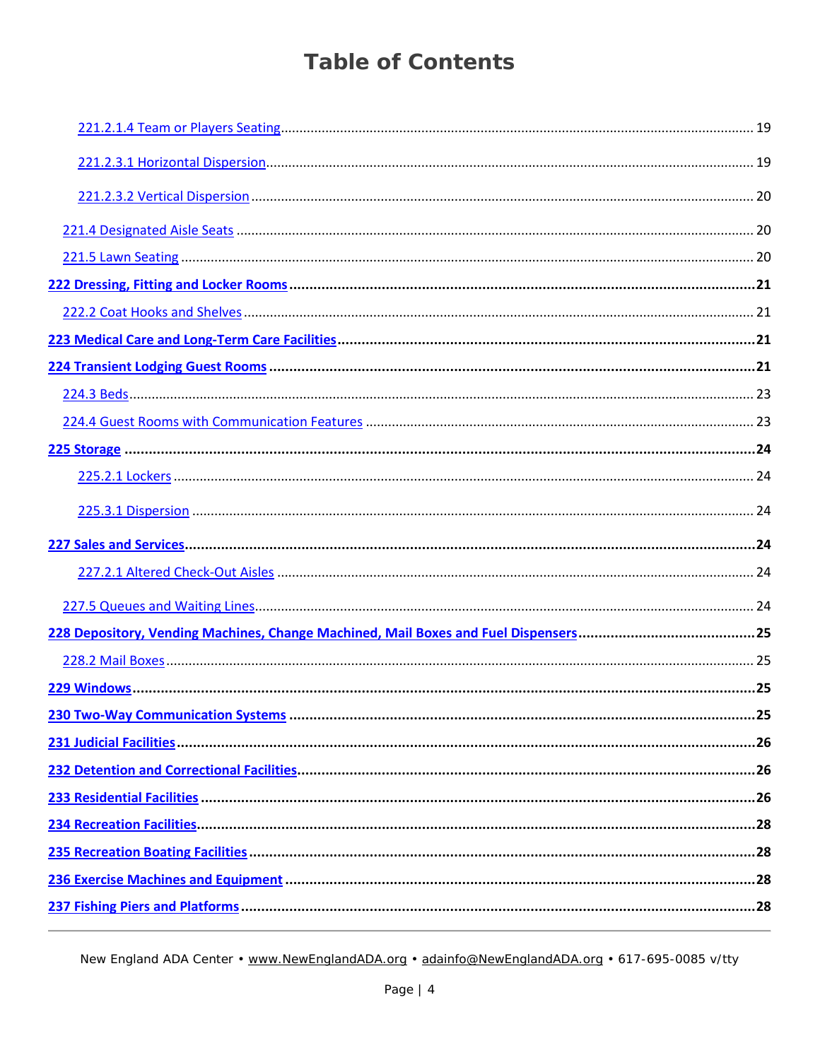# Table of Contents

- 221.2.1.4 Team or Players Seating ........ 19
- 221.2.3.1 Horizontal Dispersion ........ 19
- 221.2.3.2 Vertical Dispersion ........ 20
- 221.4 Designated Aisle Seats ........ 20
- 221.5 Lawn Seating ........ 20
- **222 Dressing, Fitting and Locker Rooms ........ 21**
- 222.2 Coat Hooks and Shelves ........ 21
- **223 Medical Care and Long-Term Care Facilities ........ 21**
- **224 Transient Lodging Guest Rooms ........ 21**
- 224.3 Beds ........ 23
- 224.4 Guest Rooms with Communication Features ........ 23
- **225 Storage ........ 24**
- 225.2.1 Lockers ........ 24
- 225.3.1 Dispersion ........ 24
- **227 Sales and Services ........ 24**
- 227.2.1 Altered Check-Out Aisles ........ 24
- 227.5 Queues and Waiting Lines ........ 24
- **228 Depository, Vending Machines, Change Machined, Mail Boxes and Fuel Dispensers ........ 25**
- 228.2 Mail Boxes ........ 25
- **229 Windows ........ 25**
- **230 Two-Way Communication Systems ........ 25**
- **231 Judicial Facilities ........ 26**
- **232 Detention and Correctional Facilities ........ 26**
- **233 Residential Facilities ........ 26**
- **234 Recreation Facilities ........ 28**
- **235 Recreation Boating Facilities ........ 28**
- **236 Exercise Machines and Equipment ........ 28**
- **237 Fishing Piers and Platforms ........ 28**

New England ADA Center • www.NewEnglandADA.org • adainfo@NewEnglandADA.org • 617-695-0085 v/tty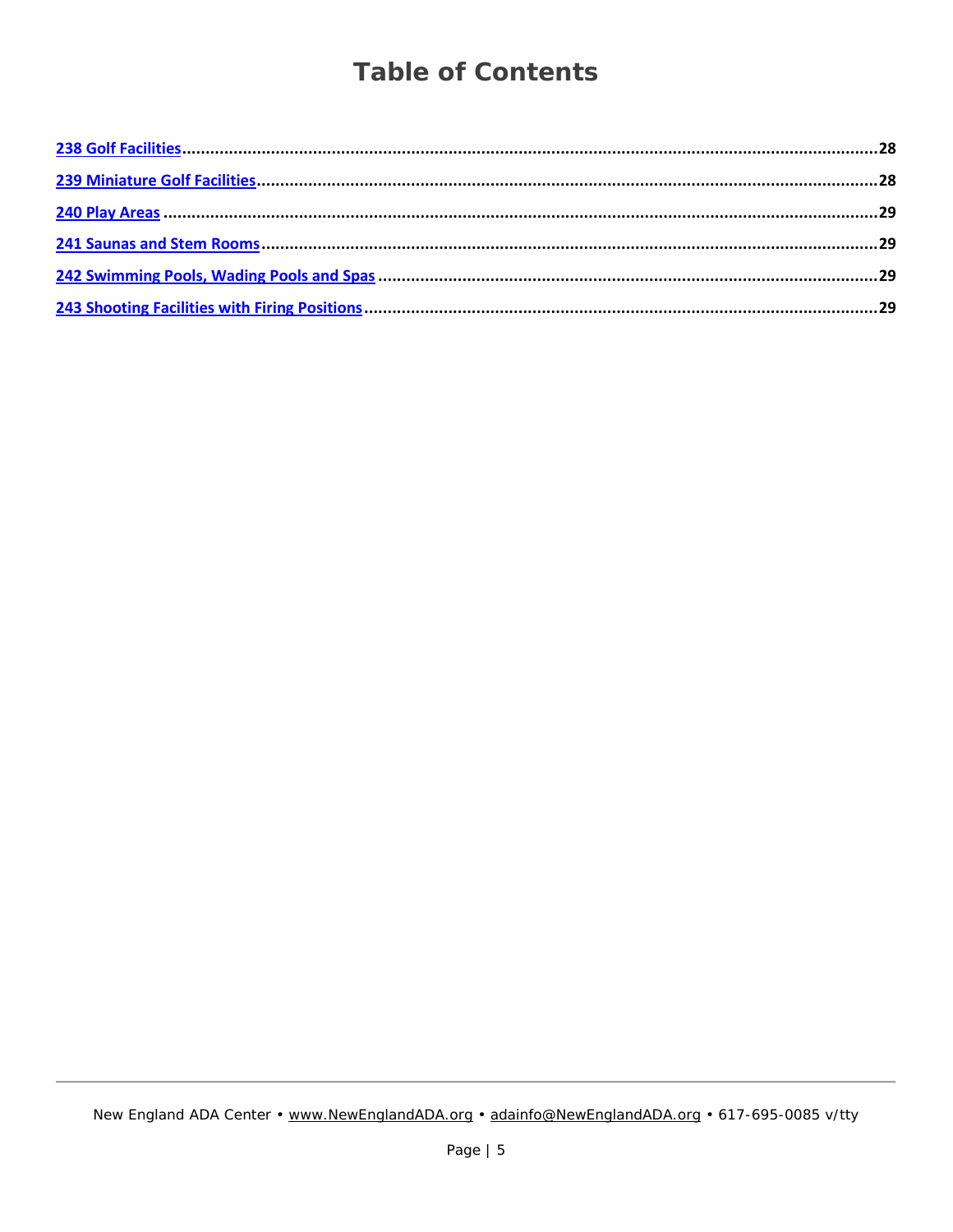# Table of Contents

[238 Golf Facilities](#)......28

[239 Miniature Golf Facilities](#)......28

[240 Play Areas](#)......29

[241 Saunas and Stem Rooms](#)......29

[242 Swimming Pools, Wading Pools and Spas](#)......29

[243 Shooting Facilities with Firing Positions](#)......29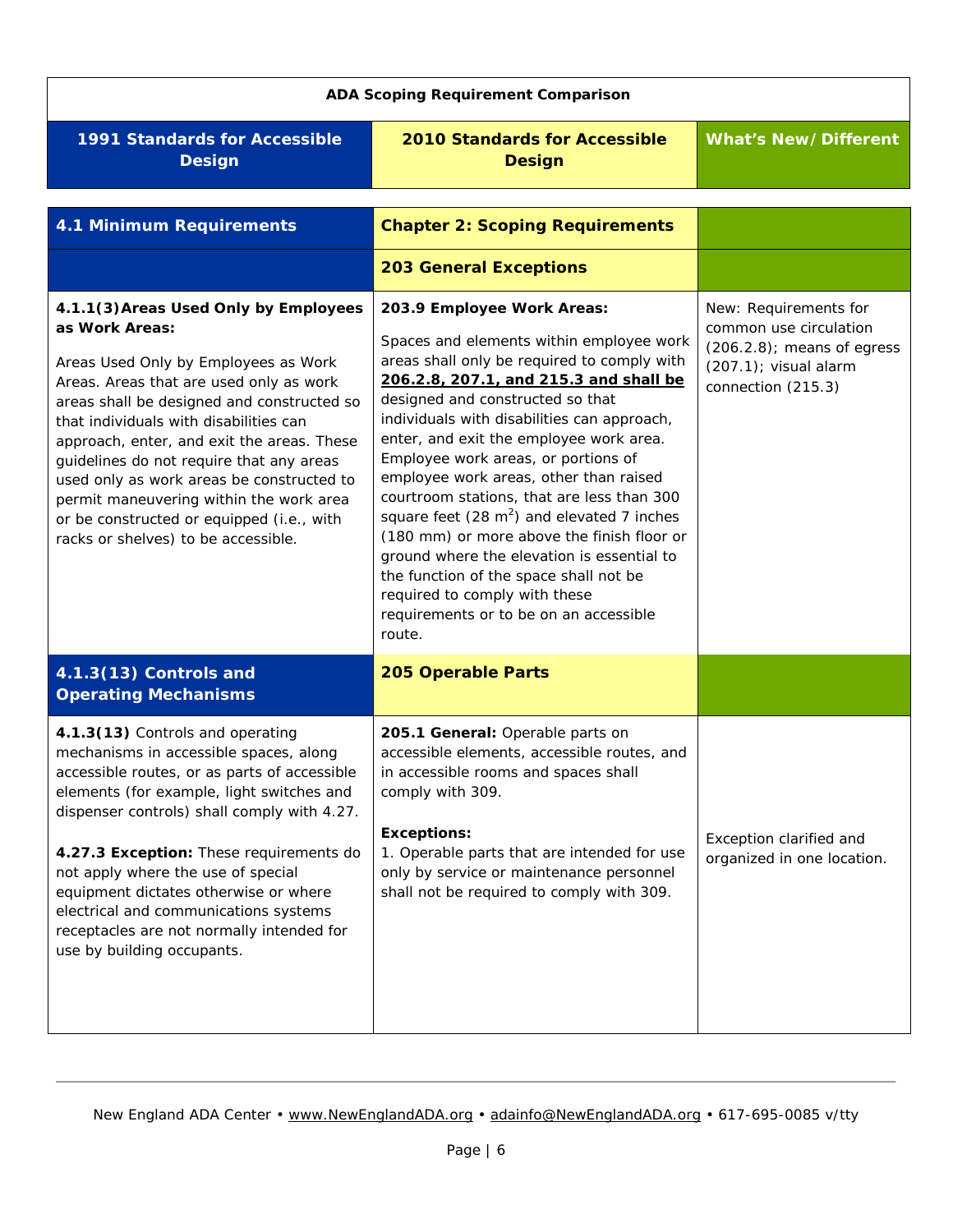| ADA Scoping Requirement Comparison | | |
|---|---|---|
| **1991 Standards for Accessible Design** | **2010 Standards for Accessible Design** | **What's New/Different** |

| **4.1 Minimum Requirements** | **Chapter 2: Scoping Requirements** | |
|---|---|---|
| | **203 General Exceptions** | |
| **4.1.1(3) Areas Used Only by Employees as Work Areas:**<br><br>Areas Used Only by Employees as Work Areas. Areas that are used only as work areas shall be designed and constructed so that individuals with disabilities can approach, enter, and exit the areas. These guidelines do not require that any areas used only as work areas be constructed to permit maneuvering within the work area or be constructed or equipped (i.e., with racks or shelves) to be accessible. | **203.9 Employee Work Areas:**<br><br>Spaces and elements within employee work areas shall only be required to comply with **206.2.8, 207.1, and 215.3 and shall be** designed and constructed so that individuals with disabilities can approach, enter, and exit the employee work area. Employee work areas, or portions of employee work areas, other than raised courtroom stations, that are less than 300 square feet (28 $m^2$) and elevated 7 inches (180 mm) or more above the finish floor or ground where the elevation is essential to the function of the space shall not be required to comply with these requirements or to be on an accessible route. | New: Requirements for common use circulation (206.2.8); means of egress (207.1); visual alarm connection (215.3) |
| **4.1.3(13) Controls and Operating Mechanisms** | **205 Operable Parts** | |
| **4.1.3(13)** Controls and operating mechanisms in accessible spaces, along accessible routes, or as parts of accessible elements (for example, light switches and dispenser controls) shall comply with 4.27.<br><br>**4.27.3 Exception:** These requirements do not apply where the use of special equipment dictates otherwise or where electrical and communications systems receptacles are not normally intended for use by building occupants. | **205.1 General:** Operable parts on accessible elements, accessible routes, and in accessible rooms and spaces shall comply with 309.<br><br>**Exceptions:**<br>1. Operable parts that are intended for use only by service or maintenance personnel shall not be required to comply with 309. | Exception clarified and organized in one location. |

New England ADA Center • www.NewEnglandADA.org • adainfo@NewEnglandADA.org • 617-695-0085 v/tty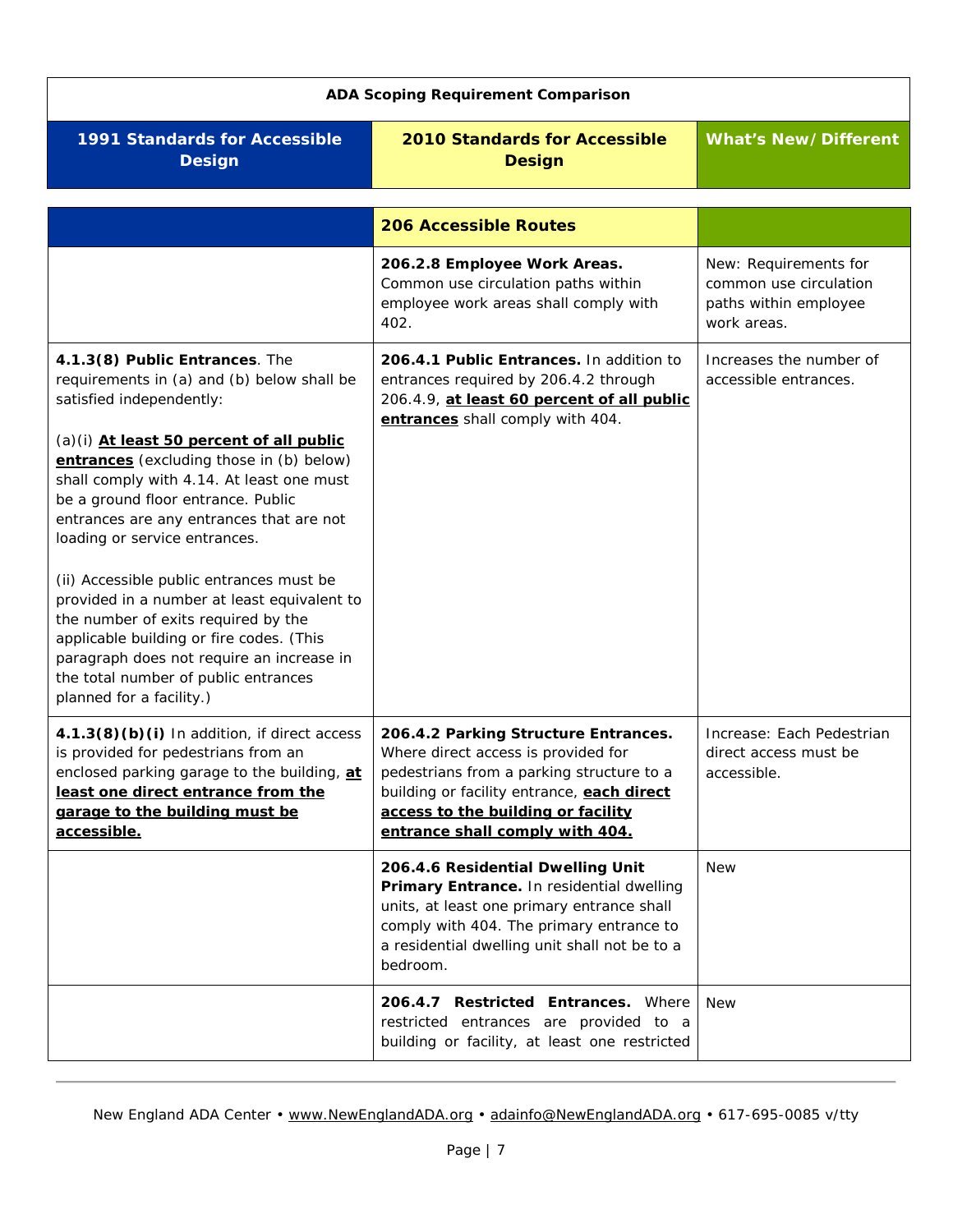| ADA Scoping Requirement Comparison | | |
|---|---|---|
| **1991 Standards for Accessible Design** | **2010 Standards for Accessible Design** | **What's New/Different** |

| | **206 Accessible Routes** | |
|---|---|---|
| | **206.2.8 Employee Work Areas.** Common use circulation paths within employee work areas shall comply with 402. | New: Requirements for common use circulation paths within employee work areas. |
| **4.1.3(8) Public Entrances**. The requirements in (a) and (b) below shall be satisfied independently:<br><br>(a)(i) **At least 50 percent of all public entrances** (excluding those in (b) below) shall comply with 4.14. At least one must be a ground floor entrance. Public entrances are any entrances that are not loading or service entrances.<br><br>(ii) Accessible public entrances must be provided in a number at least equivalent to the number of exits required by the applicable building or fire codes. (This paragraph does not require an increase in the total number of public entrances planned for a facility.) | **206.4.1 Public Entrances.** In addition to entrances required by 206.4.2 through 206.4.9, **at least 60 percent of all public entrances** shall comply with 404. | Increases the number of accessible entrances. |
| **4.1.3(8)(b)(i)** In addition, if direct access is provided for pedestrians from an enclosed parking garage to the building, **at least one direct entrance from the garage to the building must be accessible.** | **206.4.2 Parking Structure Entrances.** Where direct access is provided for pedestrians from a parking structure to a building or facility entrance, **each direct access to the building or facility entrance shall comply with 404.** | Increase: Each Pedestrian direct access must be accessible. |
| | **206.4.6 Residential Dwelling Unit Primary Entrance.** In residential dwelling units, at least one primary entrance shall comply with 404. The primary entrance to a residential dwelling unit shall not be to a bedroom. | New |
| | **206.4.7 Restricted Entrances.** Where restricted entrances are provided to a building or facility, at least one restricted | New |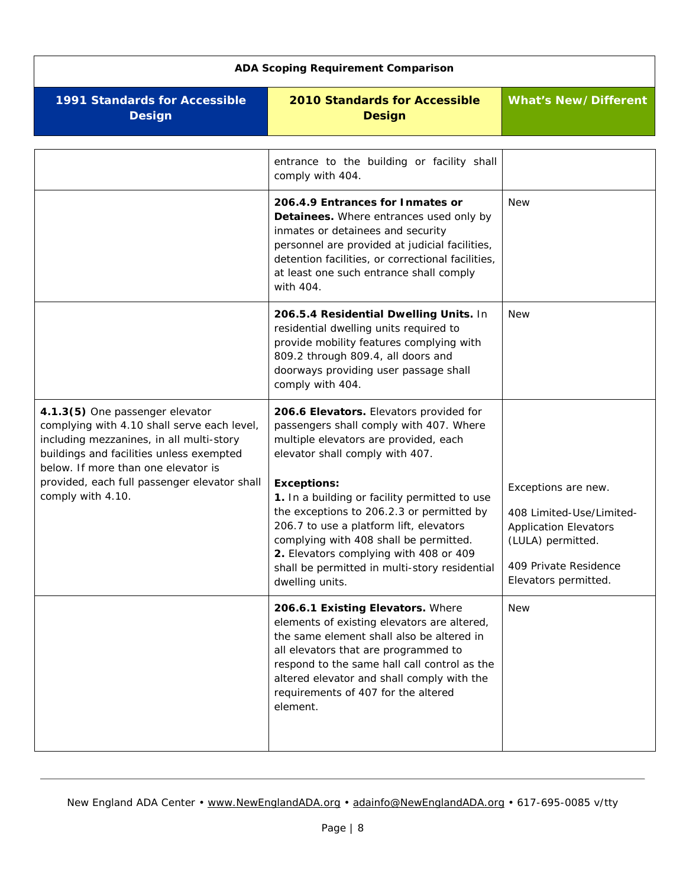| ADA Scoping Requirement Comparison | | |
|---|---|---|
| **1991 Standards for Accessible Design** | **2010 Standards for Accessible Design** | **What's New/Different** |
| | entrance to the building or facility shall comply with 404. | |
| | **206.4.9 Entrances for Inmates or Detainees.** Where entrances used only by inmates or detainees and security personnel are provided at judicial facilities, detention facilities, or correctional facilities, at least one such entrance shall comply with 404. | New |
| | **206.5.4 Residential Dwelling Units.** In residential dwelling units required to provide mobility features complying with 809.2 through 809.4, all doors and doorways providing user passage shall comply with 404. | New |
| **4.1.3(5)** One passenger elevator complying with 4.10 shall serve each level, including mezzanines, in all multi-story buildings and facilities unless exempted below. If more than one elevator is provided, each full passenger elevator shall comply with 4.10. | **206.6 Elevators.** Elevators provided for passengers shall comply with 407. Where multiple elevators are provided, each elevator shall comply with 407.<br><br>**Exceptions:**<br>**1.** In a building or facility permitted to use the exceptions to 206.2.3 or permitted by 206.7 to use a platform lift, elevators complying with 408 shall be permitted.<br>**2.** Elevators complying with 408 or 409 shall be permitted in multi-story residential dwelling units. | Exceptions are new.<br><br>408 Limited-Use/Limited-Application Elevators (LULA) permitted.<br><br>409 Private Residence Elevators permitted. |
| | **206.6.1 Existing Elevators.** Where elements of existing elevators are altered, the same element shall also be altered in all elevators that are programmed to respond to the same hall call control as the altered elevator and shall comply with the requirements of 407 for the altered element. | New |

New England ADA Center • www.NewEnglandADA.org • adainfo@NewEnglandADA.org • 617-695-0085 v/tty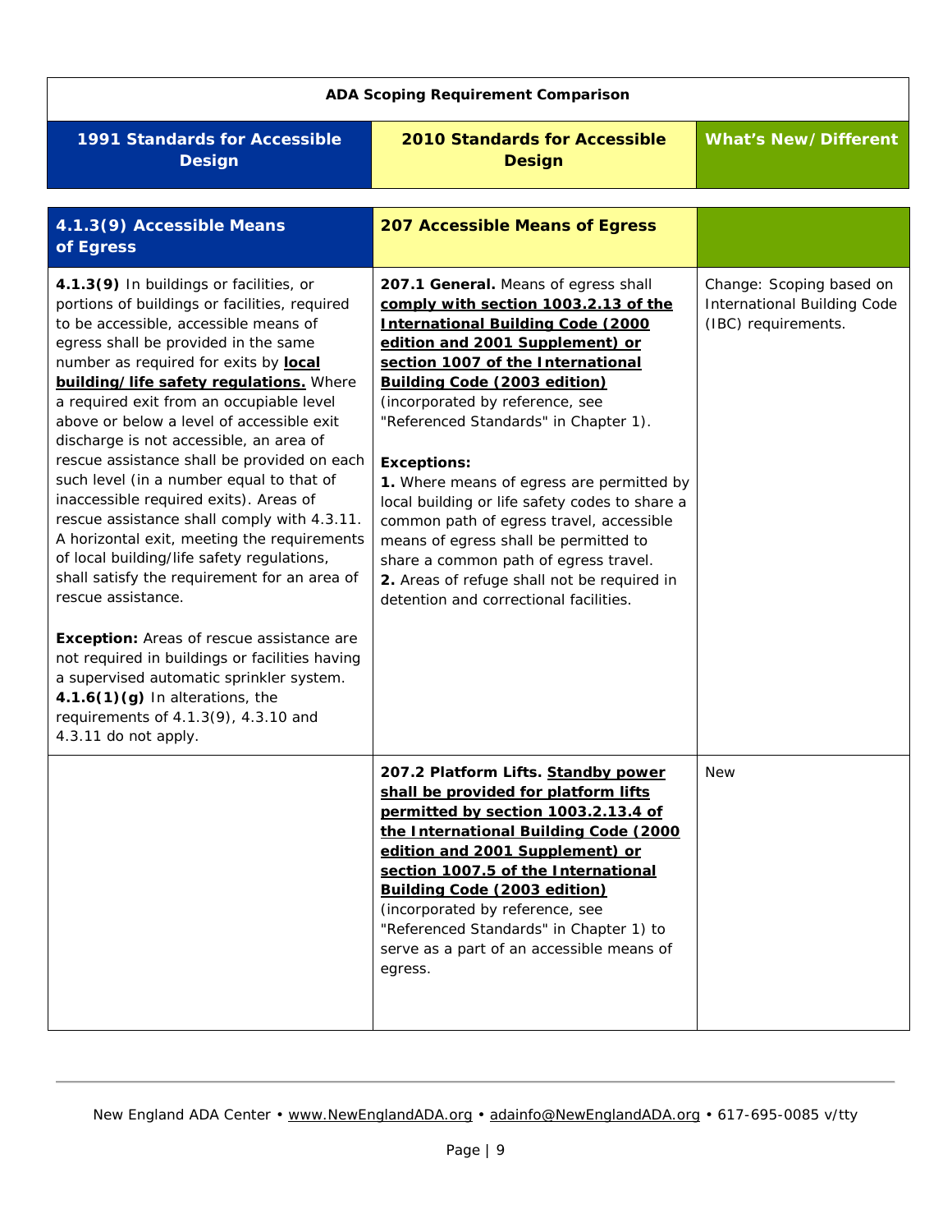| 1991 Standards for Accessible Design | 2010 Standards for Accessible Design | What's New/Different |
|---|---|---|
| **4.1.3(9) Accessible Means of Egress** | **207 Accessible Means of Egress** | |
| **4.1.3(9)** In buildings or facilities, or portions of buildings or facilities, required to be accessible, accessible means of egress shall be provided in the same number as required for exits by **local building/life safety regulations.** Where a required exit from an occupiable level above or below a level of accessible exit discharge is not accessible, an area of rescue assistance shall be provided on each such level (in a number equal to that of inaccessible required exits). Areas of rescue assistance shall comply with 4.3.11. A horizontal exit, meeting the requirements of local building/life safety regulations, shall satisfy the requirement for an area of rescue assistance.<br><br>**Exception:** Areas of rescue assistance are not required in buildings or facilities having a supervised automatic sprinkler system.<br>**4.1.6(1)(g)** In alterations, the requirements of 4.1.3(9), 4.3.10 and 4.3.11 do not apply. | **207.1 General.** Means of egress shall **comply with section 1003.2.13 of the International Building Code (2000 edition and 2001 Supplement) or section 1007 of the International Building Code (2003 edition)** (incorporated by reference, see "Referenced Standards" in Chapter 1).<br><br>**Exceptions:**<br>**1.** Where means of egress are permitted by local building or life safety codes to share a common path of egress travel, accessible means of egress shall be permitted to share a common path of egress travel.<br>**2.** Areas of refuge shall not be required in detention and correctional facilities. | Change: Scoping based on International Building Code (IBC) requirements. |
| | **207.2 Platform Lifts. Standby power shall be provided for platform lifts permitted by section 1003.2.13.4 of the International Building Code (2000 edition and 2001 Supplement) or section 1007.5 of the International Building Code (2003 edition)** (incorporated by reference, see "Referenced Standards" in Chapter 1) to serve as a part of an accessible means of egress. | New |

New England ADA Center • www.NewEnglandADA.org • adainfo@NewEnglandADA.org • 617-695-0085 v/tty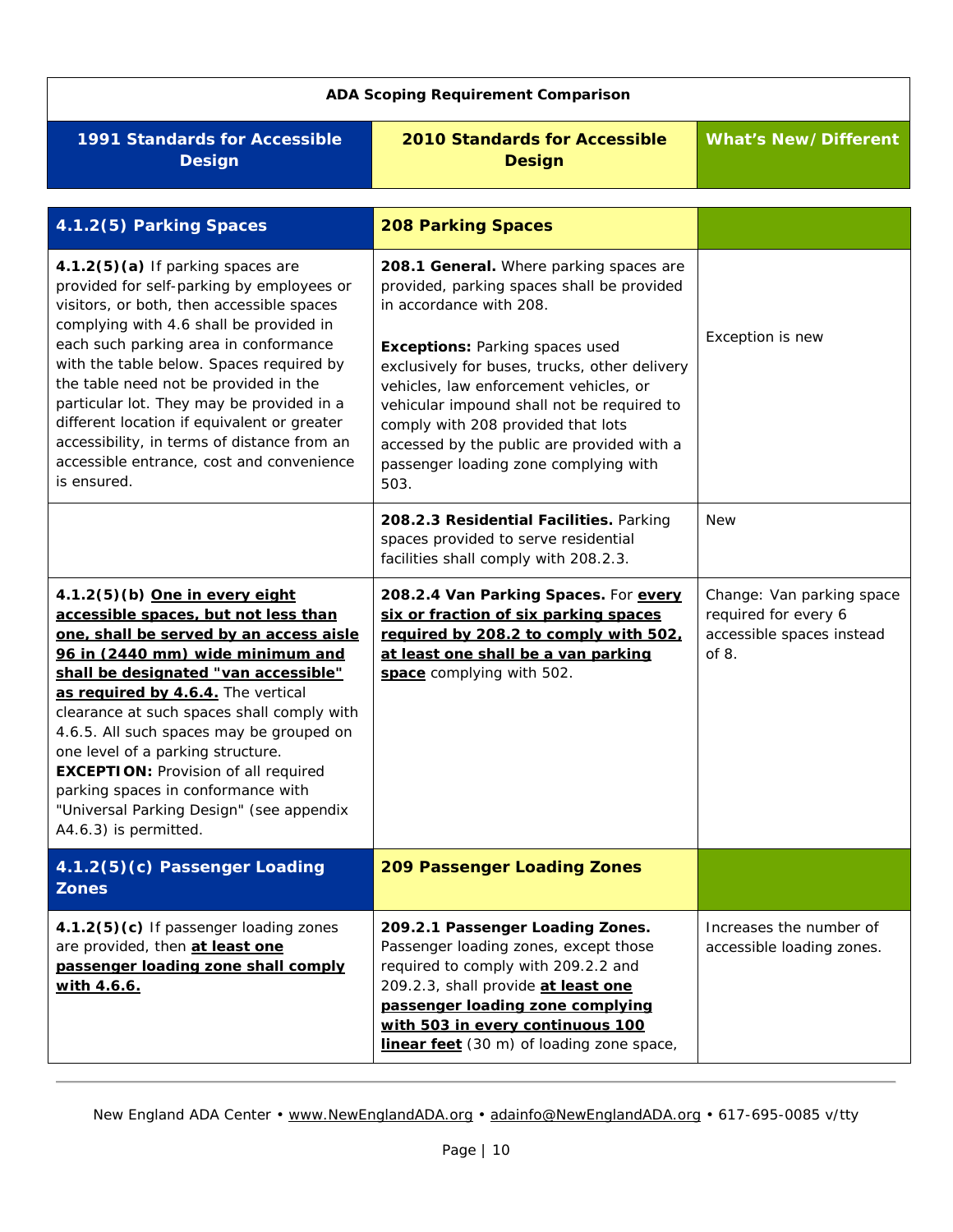| ADA Scoping Requirement Comparison | | |
|---|---|---|
| **1991 Standards for Accessible Design** | **2010 Standards for Accessible Design** | **What's New/Different** |
| **4.1.2(5) Parking Spaces** | **208 Parking Spaces** | |
| **4.1.2(5)(a)** If parking spaces are provided for self-parking by employees or visitors, or both, then accessible spaces complying with 4.6 shall be provided in each such parking area in conformance with the table below. Spaces required by the table need not be provided in the particular lot. They may be provided in a different location if equivalent or greater accessibility, in terms of distance from an accessible entrance, cost and convenience is ensured. | **208.1 General.** Where parking spaces are provided, parking spaces shall be provided in accordance with 208.<br><br>**Exceptions:** Parking spaces used exclusively for buses, trucks, other delivery vehicles, law enforcement vehicles, or vehicular impound shall not be required to comply with 208 provided that lots accessed by the public are provided with a passenger loading zone complying with 503. | Exception is new |
| | **208.2.3 Residential Facilities.** Parking spaces provided to serve residential facilities shall comply with 208.2.3. | New |
| **4.1.2(5)(b) <u>One in every eight accessible spaces, but not less than one, shall be served by an access aisle 96 in (2440 mm) wide minimum and shall be designated "van accessible" as required by 4.6.4.</u>** The vertical clearance at such spaces shall comply with 4.6.5. All such spaces may be grouped on one level of a parking structure.<br>**EXCEPTION:** Provision of all required parking spaces in conformance with "Universal Parking Design" (see appendix A4.6.3) is permitted. | **208.2.4 Van Parking Spaces.** For **<u>every six or fraction of six parking spaces required by 208.2 to comply with 502, at least one shall be a van parking space</u>** complying with 502. | Change: Van parking space required for every 6 accessible spaces instead of 8. |
| **4.1.2(5)(c) Passenger Loading Zones** | **209 Passenger Loading Zones** | |
| **4.1.2(5)(c)** If passenger loading zones are provided, then **<u>at least one passenger loading zone shall comply with 4.6.6.</u>** | **209.2.1 Passenger Loading Zones.** Passenger loading zones, except those required to comply with 209.2.2 and 209.2.3, shall provide **<u>at least one passenger loading zone complying with 503 in every continuous 100 linear feet</u>** (30 m) of loading zone space, | Increases the number of accessible loading zones. |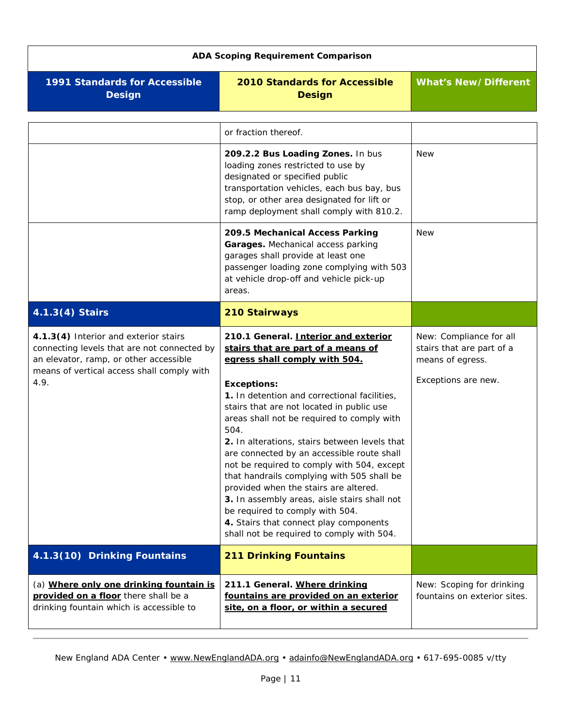**ADA Scoping Requirement Comparison**

| 1991 Standards for Accessible Design | 2010 Standards for Accessible Design | What's New/Different |
|---|---|---|
| | or fraction thereof. | |
| | **209.2.2 Bus Loading Zones.** In bus loading zones restricted to use by designated or specified public transportation vehicles, each bus bay, bus stop, or other area designated for lift or ramp deployment shall comply with 810.2. | New |
| | **209.5 Mechanical Access Parking Garages.** Mechanical access parking garages shall provide at least one passenger loading zone complying with 503 at vehicle drop-off and vehicle pick-up areas. | New |
| **4.1.3(4) Stairs** | **210 Stairways** | |
| **4.1.3(4)** Interior and exterior stairs connecting levels that are not connected by an elevator, ramp, or other accessible means of vertical access shall comply with 4.9. | **210.1 General.** **Interior and exterior stairs that are part of a means of egress shall comply with 504.**<br><br>**Exceptions:**<br>**1.** In detention and correctional facilities, stairs that are not located in public use areas shall not be required to comply with 504.<br>**2.** In alterations, stairs between levels that are connected by an accessible route shall not be required to comply with 504, except that handrails complying with 505 shall be provided when the stairs are altered.<br>**3.** In assembly areas, aisle stairs shall not be required to comply with 504.<br>**4.** Stairs that connect play components shall not be required to comply with 504. | New: Compliance for all stairs that are part of a means of egress.<br><br>Exceptions are new. |
| **4.1.3(10) Drinking Fountains** | **211 Drinking Fountains** | |
| (a) **Where only one drinking fountain is provided on a floor** there shall be a drinking fountain which is accessible to | **211.1 General.** **Where drinking fountains are provided on an exterior site, on a floor, or within a secured** | New: Scoping for drinking fountains on exterior sites. |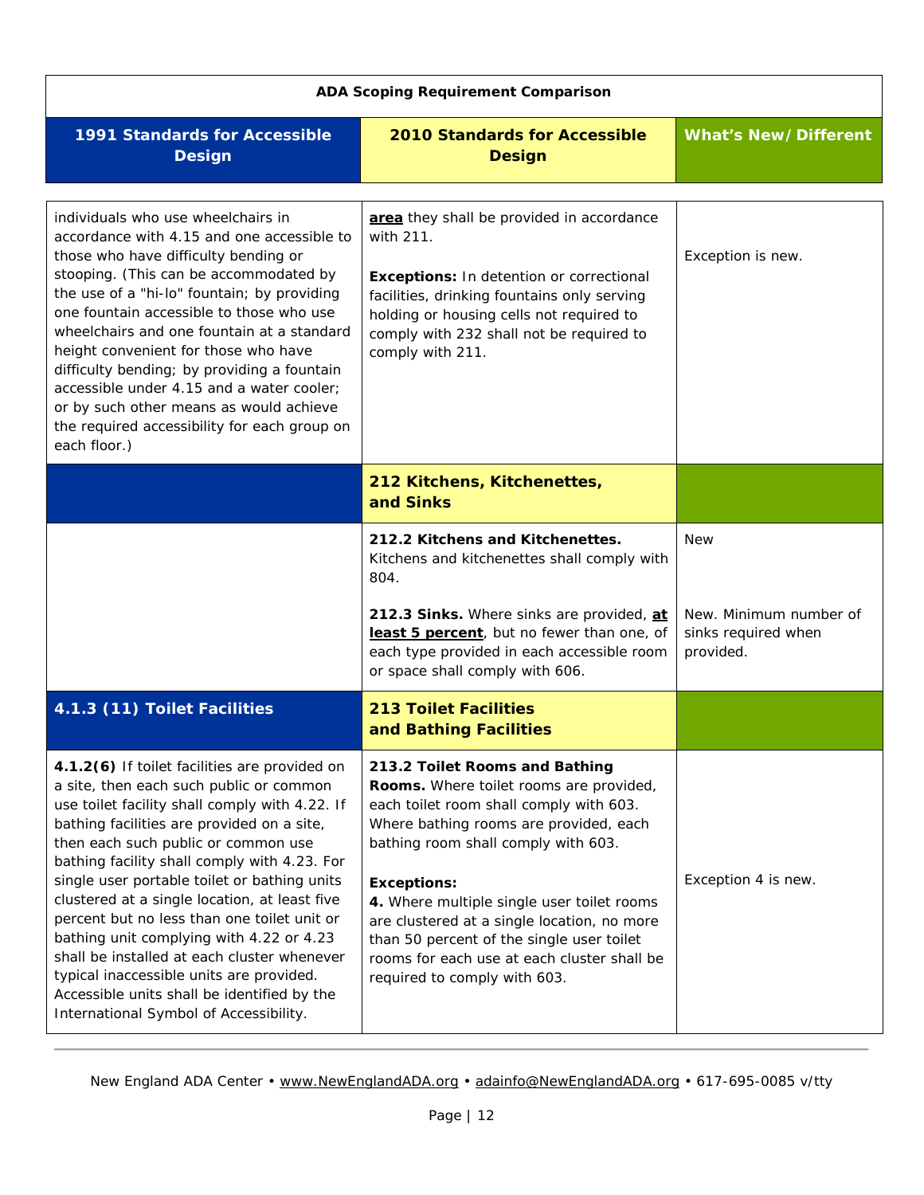**ADA Scoping Requirement Comparison**

| 1991 Standards for Accessible Design | 2010 Standards for Accessible Design | What's New/Different |
|---|---|---|
| individuals who use wheelchairs in accordance with 4.15 and one accessible to those who have difficulty bending or stooping. (This can be accommodated by the use of a "hi-lo" fountain; by providing one fountain accessible to those who use wheelchairs and one fountain at a standard height convenient for those who have difficulty bending; by providing a fountain accessible under 4.15 and a water cooler; or by such other means as would achieve the required accessibility for each group on each floor.) | **area** they shall be provided in accordance with 211.<br><br>**Exceptions:** In detention or correctional facilities, drinking fountains only serving holding or housing cells not required to comply with 232 shall not be required to comply with 211. | Exception is new. |
| | **212 Kitchens, Kitchenettes, and Sinks** | |
| | **212.2 Kitchens and Kitchenettes.** Kitchens and kitchenettes shall comply with 804.<br><br>**212.3 Sinks.** Where sinks are provided, **at least 5 percent**, but no fewer than one, of each type provided in each accessible room or space shall comply with 606. | New<br><br>New. Minimum number of sinks required when provided. |
| **4.1.3 (11) Toilet Facilities** | **213 Toilet Facilities and Bathing Facilities** | |
| **4.1.2(6)** If toilet facilities are provided on a site, then each such public or common use toilet facility shall comply with 4.22. If bathing facilities are provided on a site, then each such public or common use bathing facility shall comply with 4.23. For single user portable toilet or bathing units clustered at a single location, at least five percent but no less than one toilet unit or bathing unit complying with 4.22 or 4.23 shall be installed at each cluster whenever typical inaccessible units are provided. Accessible units shall be identified by the International Symbol of Accessibility. | **213.2 Toilet Rooms and Bathing Rooms.** Where toilet rooms are provided, each toilet room shall comply with 603. Where bathing rooms are provided, each bathing room shall comply with 603.<br><br>**Exceptions:**<br>**4.** Where multiple single user toilet rooms are clustered at a single location, no more than 50 percent of the single user toilet rooms for each use at each cluster shall be required to comply with 603. | Exception 4 is new. |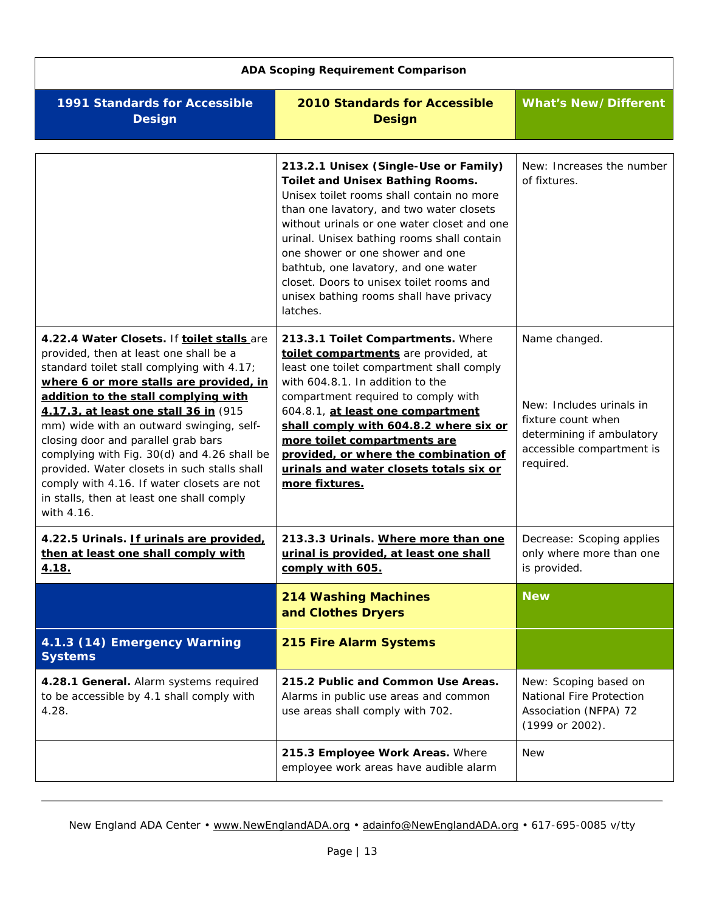| ADA Scoping Requirement Comparison | | |
|---|---|---|
| **1991 Standards for Accessible Design** | **2010 Standards for Accessible Design** | **What's New/Different** |
| | **213.2.1 Unisex (Single-Use or Family) Toilet and Unisex Bathing Rooms.** Unisex toilet rooms shall contain no more than one lavatory, and two water closets without urinals or one water closet and one urinal. Unisex bathing rooms shall contain one shower or one shower and one bathtub, one lavatory, and one water closet. Doors to unisex toilet rooms and unisex bathing rooms shall have privacy latches. | New: Increases the number of fixtures. |
| **4.22.4 Water Closets.** If **toilet stalls** are provided, then at least one shall be a standard toilet stall complying with 4.17; **where 6 or more stalls are provided, in addition to the stall complying with 4.17.3, at least one stall 36 in** (915 mm) wide with an outward swinging, self-closing door and parallel grab bars complying with Fig. 30(d) and 4.26 shall be provided. Water closets in such stalls shall comply with 4.16. If water closets are not in stalls, then at least one shall comply with 4.16. | **213.3.1 Toilet Compartments.** Where **toilet compartments** are provided, at least one toilet compartment shall comply with 604.8.1. In addition to the compartment required to comply with 604.8.1, **at least one compartment shall comply with 604.8.2 where six or more toilet compartments are provided, or where the combination of urinals and water closets totals six or more fixtures.** | Name changed.<br><br>New: Includes urinals in fixture count when determining if ambulatory accessible compartment is required. |
| **4.22.5 Urinals. If urinals are provided, then at least one shall comply with 4.18.** | **213.3.3 Urinals. Where more than one urinal is provided, at least one shall comply with 605.** | Decrease: Scoping applies only where more than one is provided. |
| | **214 Washing Machines and Clothes Dryers** | **New** |
| **4.1.3 (14) Emergency Warning Systems** | **215 Fire Alarm Systems** | |
| **4.28.1 General.** Alarm systems required to be accessible by 4.1 shall comply with 4.28. | **215.2 Public and Common Use Areas.** Alarms in public use areas and common use areas shall comply with 702. | New: Scoping based on National Fire Protection Association (NFPA) 72 (1999 or 2002). |
| | **215.3 Employee Work Areas.** Where employee work areas have audible alarm | New |

New England ADA Center • www.NewEnglandADA.org • adainfo@NewEnglandADA.org • 617-695-0085 v/tty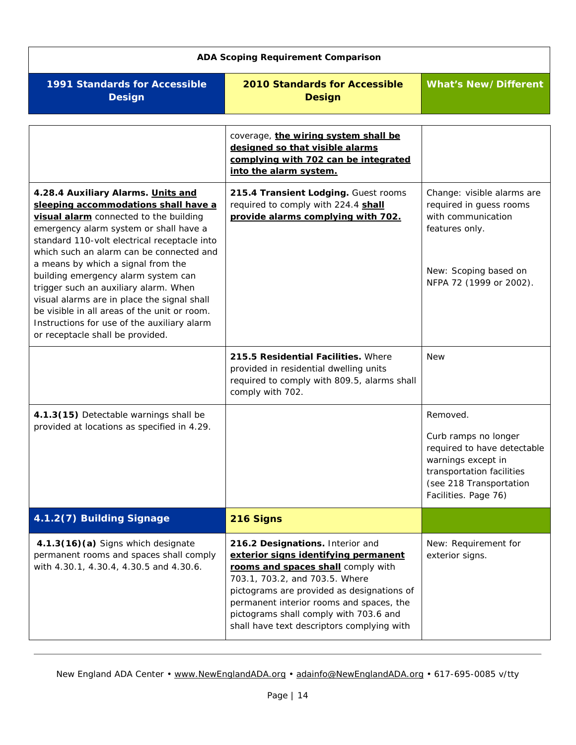**ADA Scoping Requirement Comparison**

| 1991 Standards for Accessible Design | 2010 Standards for Accessible Design | What's New/Different |
|---|---|---|
| | coverage, **the wiring system shall be designed so that visible alarms complying with 702 can be integrated into the alarm system.** | |
| **4.28.4 Auxiliary Alarms.** **Units and sleeping accommodations shall have a visual alarm** connected to the building emergency alarm system or shall have a standard 110-volt electrical receptacle into which such an alarm can be connected and a means by which a signal from the building emergency alarm system can trigger such an auxiliary alarm. When visual alarms are in place the signal shall be visible in all areas of the unit or room. Instructions for use of the auxiliary alarm or receptacle shall be provided. | **215.4 Transient Lodging.** Guest rooms required to comply with 224.4 **shall provide alarms complying with 702.** | Change: visible alarms are required in guess rooms with communication features only.<br><br>New: Scoping based on NFPA 72 (1999 or 2002). |
| | **215.5 Residential Facilities.** Where provided in residential dwelling units required to comply with 809.5, alarms shall comply with 702. | New |
| **4.1.3(15)** Detectable warnings shall be provided at locations as specified in 4.29. | | Removed.<br><br>Curb ramps no longer required to have detectable warnings except in transportation facilities (see 218 Transportation Facilities. Page 76) |
| **4.1.2(7) Building Signage** | **216 Signs** | |
| **4.1.3(16)(a)** Signs which designate permanent rooms and spaces shall comply with 4.30.1, 4.30.4, 4.30.5 and 4.30.6. | **216.2 Designations.** Interior and **exterior signs identifying permanent rooms and spaces shall** comply with 703.1, 703.2, and 703.5. Where pictograms are provided as designations of permanent interior rooms and spaces, the pictograms shall comply with 703.6 and shall have text descriptors complying with | New: Requirement for exterior signs. |

New England ADA Center • www.NewEnglandADA.org • adainfo@NewEnglandADA.org • 617-695-0085 v/tty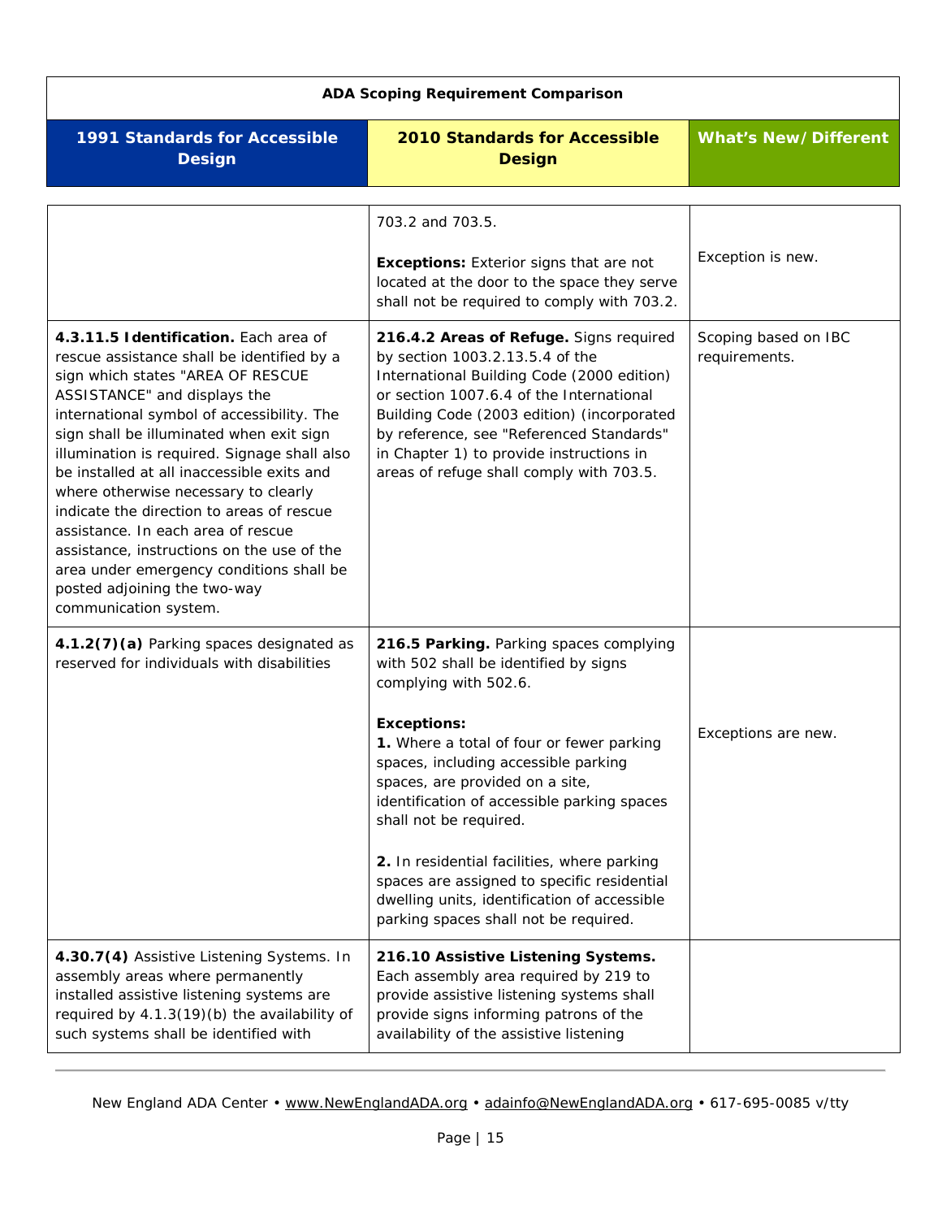| ADA Scoping Requirement Comparison | | |
|---|---|---|
| **1991 Standards for Accessible Design** | **2010 Standards for Accessible Design** | **What's New/Different** |
| | 703.2 and 703.5.<br><br>**Exceptions:** Exterior signs that are not located at the door to the space they serve shall not be required to comply with 703.2. | Exception is new. |
| **4.3.11.5 Identification.** Each area of rescue assistance shall be identified by a sign which states "AREA OF RESCUE ASSISTANCE" and displays the international symbol of accessibility. The sign shall be illuminated when exit sign illumination is required. Signage shall also be installed at all inaccessible exits and where otherwise necessary to clearly indicate the direction to areas of rescue assistance. In each area of rescue assistance, instructions on the use of the area under emergency conditions shall be posted adjoining the two-way communication system. | **216.4.2 Areas of Refuge.** Signs required by section 1003.2.13.5.4 of the International Building Code (2000 edition) or section 1007.6.4 of the International Building Code (2003 edition) (incorporated by reference, see "Referenced Standards" in Chapter 1) to provide instructions in areas of refuge shall comply with 703.5. | Scoping based on IBC requirements. |
| **4.1.2(7)(a)** Parking spaces designated as reserved for individuals with disabilities | **216.5 Parking.** Parking spaces complying with 502 shall be identified by signs complying with 502.6.<br><br>**Exceptions:**<br>**1.** Where a total of four or fewer parking spaces, including accessible parking spaces, are provided on a site, identification of accessible parking spaces shall not be required.<br><br>**2.** In residential facilities, where parking spaces are assigned to specific residential dwelling units, identification of accessible parking spaces shall not be required. | Exceptions are new. |
| **4.30.7(4)** Assistive Listening Systems. In assembly areas where permanently installed assistive listening systems are required by 4.1.3(19)(b) the availability of such systems shall be identified with | **216.10 Assistive Listening Systems.** Each assembly area required by 219 to provide assistive listening systems shall provide signs informing patrons of the availability of the assistive listening | |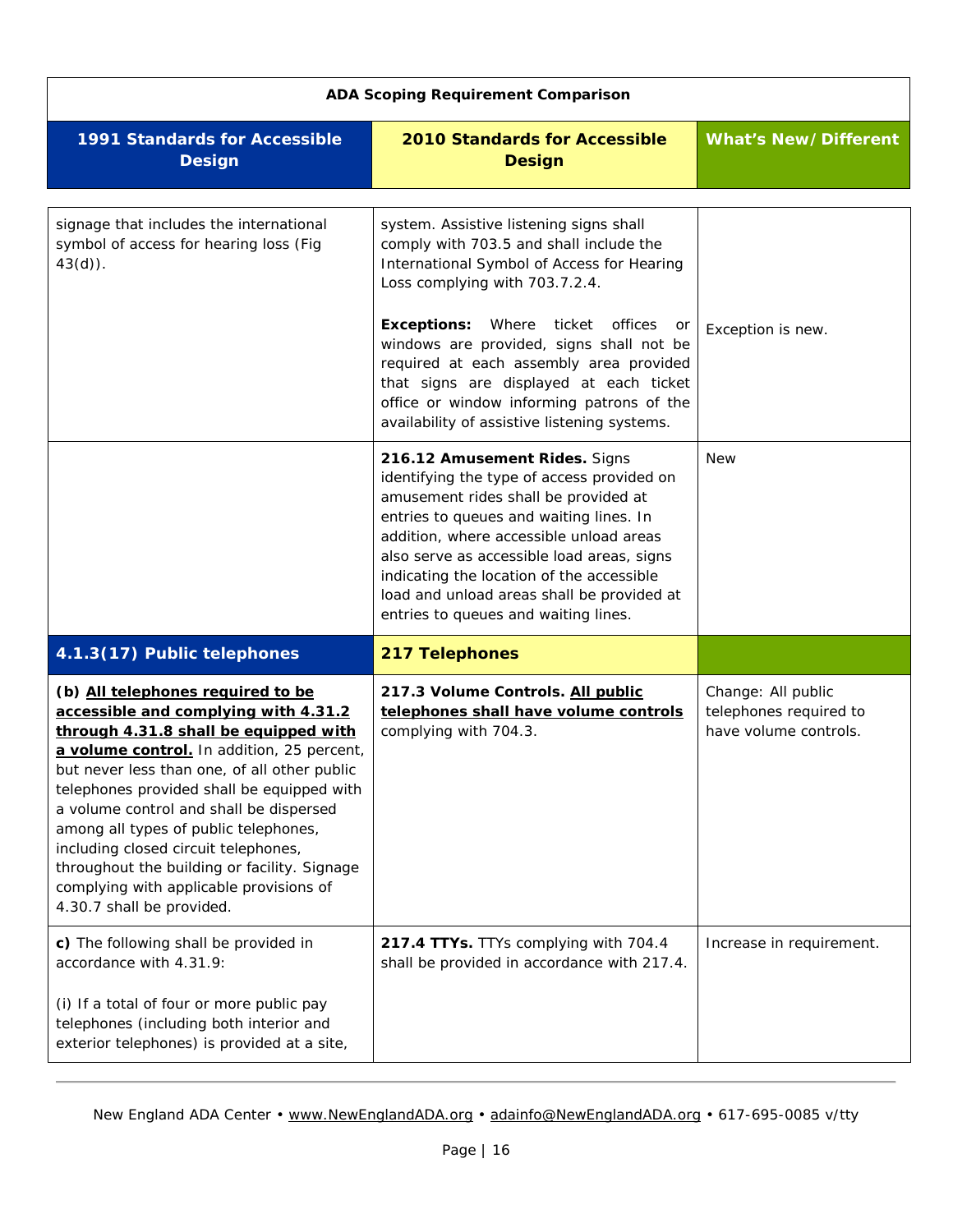**ADA Scoping Requirement Comparison**

| 1991 Standards for Accessible Design | 2010 Standards for Accessible Design | What's New/Different |
|---|---|---|
| signage that includes the international symbol of access for hearing loss (Fig 43(d)). | system. Assistive listening signs shall comply with 703.5 and shall include the International Symbol of Access for Hearing Loss complying with 703.7.2.4.<br><br>**Exceptions:** Where ticket offices or windows are provided, signs shall not be required at each assembly area provided that signs are displayed at each ticket office or window informing patrons of the availability of assistive listening systems. | Exception is new. |
| | **216.12 Amusement Rides.** Signs identifying the type of access provided on amusement rides shall be provided at entries to queues and waiting lines. In addition, where accessible unload areas also serve as accessible load areas, signs indicating the location of the accessible load and unload areas shall be provided at entries to queues and waiting lines. | New |
| **4.1.3(17) Public telephones** | **217 Telephones** | |
| **(b) <u>All telephones required to be accessible and complying with 4.31.2 through 4.31.8 shall be equipped with a volume control.</u>** In addition, 25 percent, but never less than one, of all other public telephones provided shall be equipped with a volume control and shall be dispersed among all types of public telephones, including closed circuit telephones, throughout the building or facility. Signage complying with applicable provisions of 4.30.7 shall be provided. | **217.3 Volume Controls. <u>All public telephones shall have volume controls</u>** complying with 704.3. | Change: All public telephones required to have volume controls. |
| **c)** The following shall be provided in accordance with 4.31.9:<br><br>(i) If a total of four or more public pay telephones (including both interior and exterior telephones) is provided at a site, | **217.4 TTYs.** TTYs complying with 704.4 shall be provided in accordance with 217.4. | Increase in requirement. |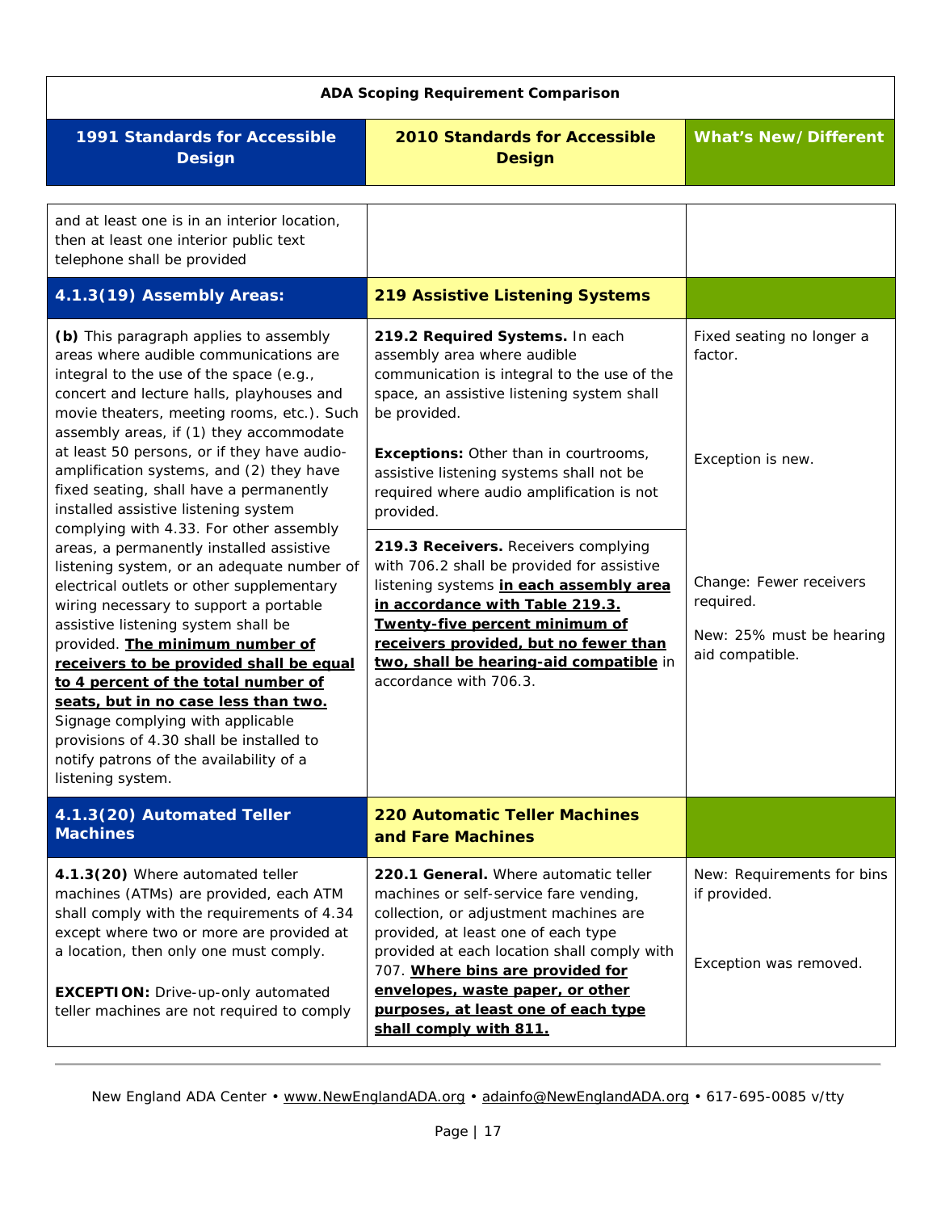**ADA Scoping Requirement Comparison**

| 1991 Standards for Accessible Design | 2010 Standards for Accessible Design | What's New/Different |
|---|---|---|
| and at least one is in an interior location, then at least one interior public text telephone shall be provided | | |
| **4.1.3(19) Assembly Areas:** | **219 Assistive Listening Systems** | |
| **(b)** This paragraph applies to assembly areas where audible communications are integral to the use of the space (e.g., concert and lecture halls, playhouses and movie theaters, meeting rooms, etc.). Such assembly areas, if (1) they accommodate at least 50 persons, or if they have audio-amplification systems, and (2) they have fixed seating, shall have a permanently installed assistive listening system complying with 4.33. For other assembly areas, a permanently installed assistive listening system, or an adequate number of electrical outlets or other supplementary wiring necessary to support a portable assistive listening system shall be provided. **The minimum number of receivers to be provided shall be equal to 4 percent of the total number of seats, but in no case less than two.** Signage complying with applicable provisions of 4.30 shall be installed to notify patrons of the availability of a listening system. | **219.2 Required Systems.** In each assembly area where audible communication is integral to the use of the space, an assistive listening system shall be provided.<br><br>**Exceptions:** Other than in courtrooms, assistive listening systems shall not be required where audio amplification is not provided.<br><br>**219.3 Receivers.** Receivers complying with 706.2 shall be provided for assistive listening systems **in each assembly area in accordance with Table 219.3. Twenty-five percent minimum of receivers provided, but no fewer than two, shall be hearing-aid compatible** in accordance with 706.3. | Fixed seating no longer a factor.<br><br>Exception is new.<br><br>Change: Fewer receivers required.<br><br>New: 25% must be hearing aid compatible. |
| **4.1.3(20) Automated Teller Machines** | **220 Automatic Teller Machines and Fare Machines** | |
| **4.1.3(20)** Where automated teller machines (ATMs) are provided, each ATM shall comply with the requirements of 4.34 except where two or more are provided at a location, then only one must comply.<br><br>**EXCEPTION:** Drive-up-only automated teller machines are not required to comply | **220.1 General.** Where automatic teller machines or self-service fare vending, collection, or adjustment machines are provided, at least one of each type provided at each location shall comply with 707. **Where bins are provided for envelopes, waste paper, or other purposes, at least one of each type shall comply with 811.** | New: Requirements for bins if provided.<br><br>Exception was removed. |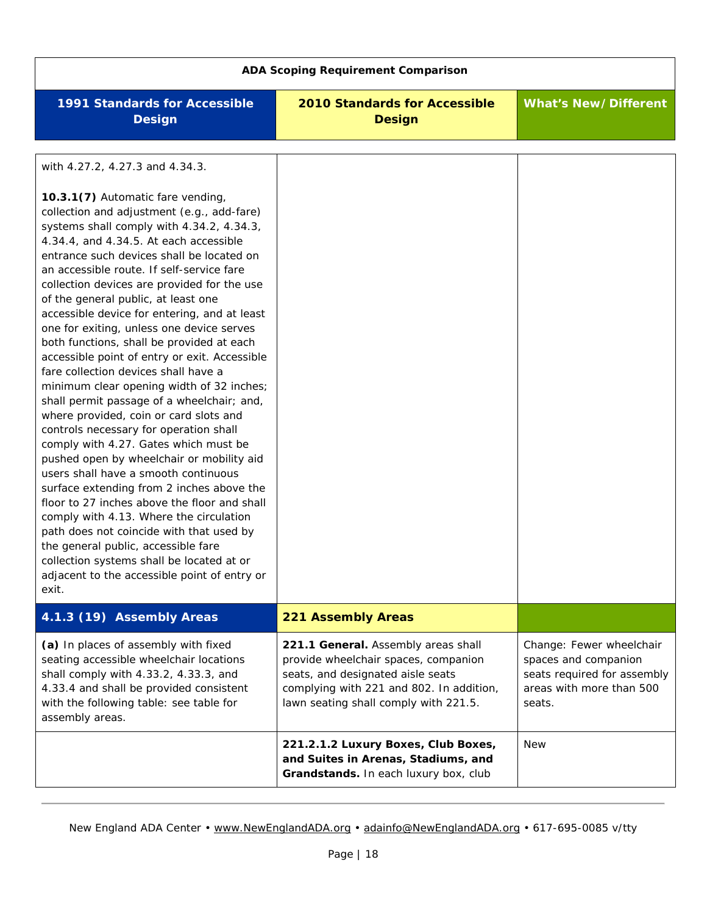**ADA Scoping Requirement Comparison**

| 1991 Standards for Accessible Design | 2010 Standards for Accessible Design | What's New/Different |
|---|---|---|
| with 4.27.2, 4.27.3 and 4.34.3.<br><br>**10.3.1(7)** Automatic fare vending, collection and adjustment (e.g., add-fare) systems shall comply with 4.34.2, 4.34.3, 4.34.4, and 4.34.5. At each accessible entrance such devices shall be located on an accessible route. If self-service fare collection devices are provided for the use of the general public, at least one accessible device for entering, and at least one for exiting, unless one device serves both functions, shall be provided at each accessible point of entry or exit. Accessible fare collection devices shall have a minimum clear opening width of 32 inches; shall permit passage of a wheelchair; and, where provided, coin or card slots and controls necessary for operation shall comply with 4.27. Gates which must be pushed open by wheelchair or mobility aid users shall have a smooth continuous surface extending from 2 inches above the floor to 27 inches above the floor and shall comply with 4.13. Where the circulation path does not coincide with that used by the general public, accessible fare collection systems shall be located at or adjacent to the accessible point of entry or exit. | | |
| **4.1.3 (19) Assembly Areas** | **221 Assembly Areas** | |
| **(a)** In places of assembly with fixed seating accessible wheelchair locations shall comply with 4.33.2, 4.33.3, and 4.33.4 and shall be provided consistent with the following table: see table for assembly areas. | **221.1 General.** Assembly areas shall provide wheelchair spaces, companion seats, and designated aisle seats complying with 221 and 802. In addition, lawn seating shall comply with 221.5. | Change: Fewer wheelchair spaces and companion seats required for assembly areas with more than 500 seats. |
| | **221.2.1.2 Luxury Boxes, Club Boxes, and Suites in Arenas, Stadiums, and Grandstands.** In each luxury box, club | New |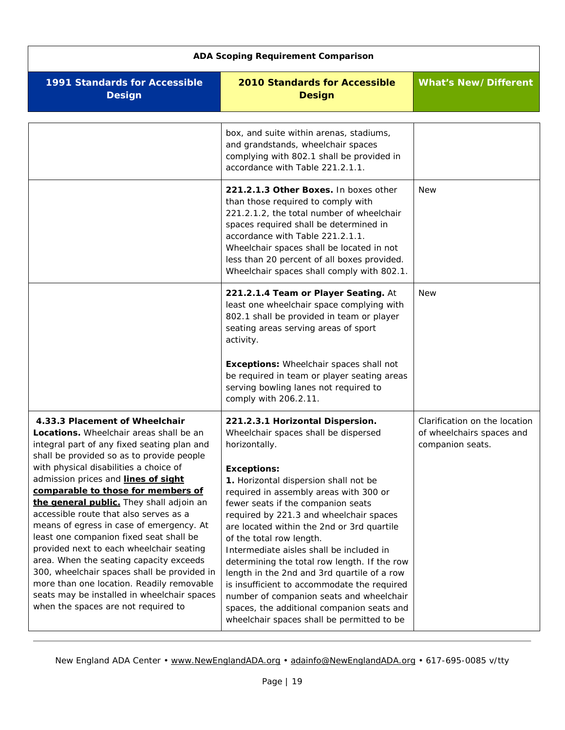| ADA Scoping Requirement Comparison | | |
|---|---|---|
| **1991 Standards for Accessible Design** | **2010 Standards for Accessible Design** | **What's New/Different** |
| | box, and suite within arenas, stadiums, and grandstands, wheelchair spaces complying with 802.1 shall be provided in accordance with Table 221.2.1.1. | |
| | **221.2.1.3 Other Boxes.** In boxes other than those required to comply with 221.2.1.2, the total number of wheelchair spaces required shall be determined in accordance with Table 221.2.1.1. Wheelchair spaces shall be located in not less than 20 percent of all boxes provided. Wheelchair spaces shall comply with 802.1. | New |
| | **221.2.1.4 Team or Player Seating.** At least one wheelchair space complying with 802.1 shall be provided in team or player seating areas serving areas of sport activity.<br><br>**Exceptions:** Wheelchair spaces shall not be required in team or player seating areas serving bowling lanes not required to comply with 206.2.11. | New |
| **4.33.3 Placement of Wheelchair Locations.** Wheelchair areas shall be an integral part of any fixed seating plan and shall be provided so as to provide people with physical disabilities a choice of admission prices and **lines of sight comparable to those for members of the general public.** They shall adjoin an accessible route that also serves as a means of egress in case of emergency. At least one companion fixed seat shall be provided next to each wheelchair seating area. When the seating capacity exceeds 300, wheelchair spaces shall be provided in more than one location. Readily removable seats may be installed in wheelchair spaces when the spaces are not required to | **221.2.3.1 Horizontal Dispersion.** Wheelchair spaces shall be dispersed horizontally.<br><br>**Exceptions:**<br>**1.** Horizontal dispersion shall not be required in assembly areas with 300 or fewer seats if the companion seats required by 221.3 and wheelchair spaces are located within the 2nd or 3rd quartile of the total row length. Intermediate aisles shall be included in determining the total row length. If the row length in the 2nd and 3rd quartile of a row is insufficient to accommodate the required number of companion seats and wheelchair spaces, the additional companion seats and wheelchair spaces shall be permitted to be | Clarification on the location of wheelchairs spaces and companion seats. |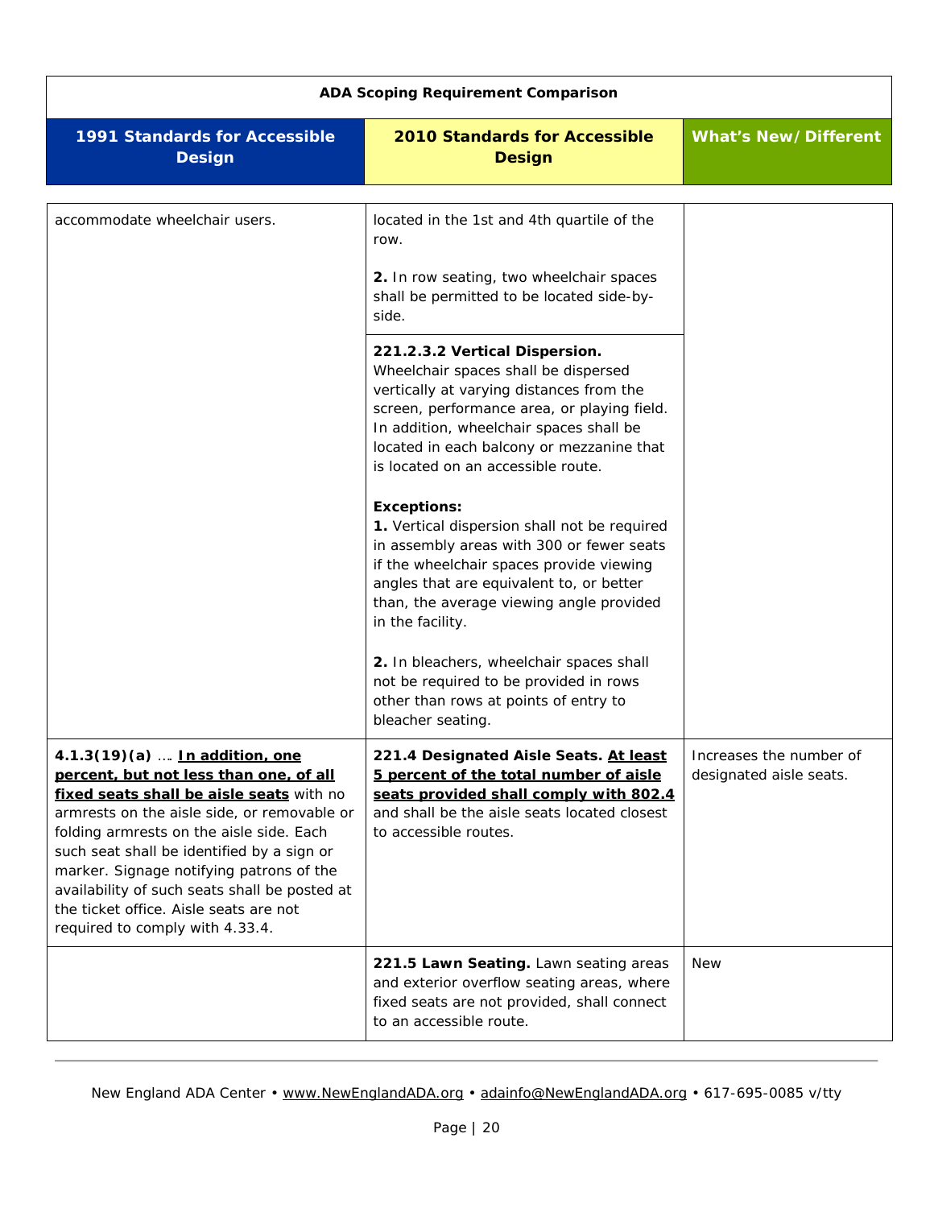| ADA Scoping Requirement Comparison | | |
|---|---|---|
| **1991 Standards for Accessible Design** | **2010 Standards for Accessible Design** | **What's New/Different** |
| accommodate wheelchair users. | located in the 1st and 4th quartile of the row.<br><br>**2.** In row seating, two wheelchair spaces shall be permitted to be located side-by-side. | |
| | **221.2.3.2 Vertical Dispersion.** Wheelchair spaces shall be dispersed vertically at varying distances from the screen, performance area, or playing field. In addition, wheelchair spaces shall be located in each balcony or mezzanine that is located on an accessible route.<br><br>**Exceptions:**<br>**1.** Vertical dispersion shall not be required in assembly areas with 300 or fewer seats if the wheelchair spaces provide viewing angles that are equivalent to, or better than, the average viewing angle provided in the facility.<br><br>**2.** In bleachers, wheelchair spaces shall not be required to be provided in rows other than rows at points of entry to bleacher seating. | |
| **4.1.3(19)(a)** … **In addition, one percent, but not less than one, of all fixed seats shall be aisle seats** with no armrests on the aisle side, or removable or folding armrests on the aisle side. Each such seat shall be identified by a sign or marker. Signage notifying patrons of the availability of such seats shall be posted at the ticket office. Aisle seats are not required to comply with 4.33.4. | **221.4 Designated Aisle Seats. At least 5 percent of the total number of aisle seats provided shall comply with 802.4** and shall be the aisle seats located closest to accessible routes. | Increases the number of designated aisle seats. |
| | **221.5 Lawn Seating.** Lawn seating areas and exterior overflow seating areas, where fixed seats are not provided, shall connect to an accessible route. | New |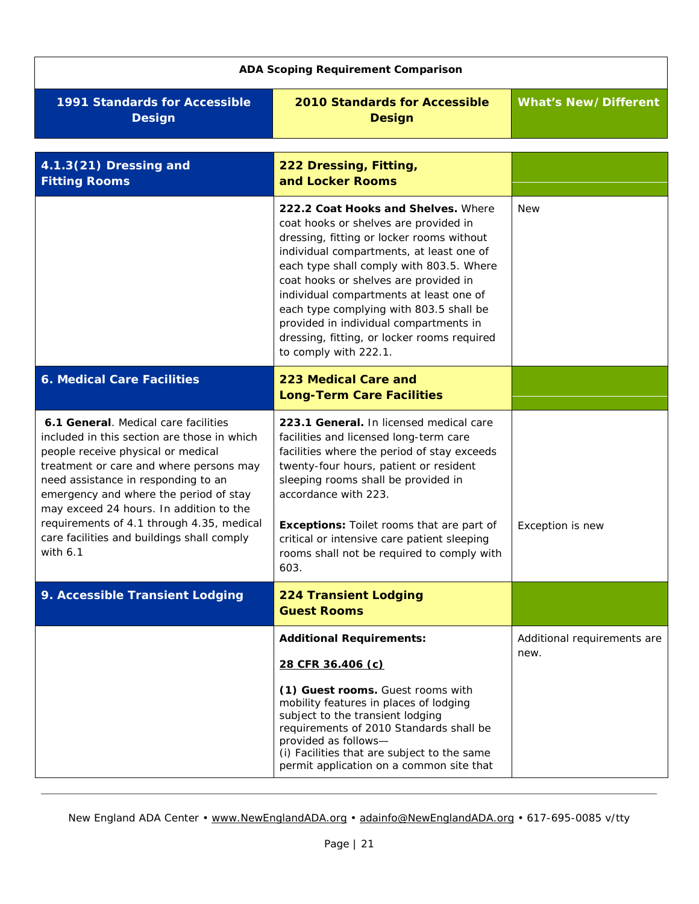| ADA Scoping Requirement Comparison | | |
|---|---|---|
| **1991 Standards for Accessible Design** | **2010 Standards for Accessible Design** | **What's New/Different** |
| **4.1.3(21) Dressing and Fitting Rooms** | **222 Dressing, Fitting, and Locker Rooms** | |
| | **222.2 Coat Hooks and Shelves.** Where coat hooks or shelves are provided in dressing, fitting or locker rooms without individual compartments, at least one of each type shall comply with 803.5. Where coat hooks or shelves are provided in individual compartments at least one of each type complying with 803.5 shall be provided in individual compartments in dressing, fitting, or locker rooms required to comply with 222.1. | New |
| **6. Medical Care Facilities** | **223 Medical Care and Long-Term Care Facilities** | |
| **6.1 General**. Medical care facilities included in this section are those in which people receive physical or medical treatment or care and where persons may need assistance in responding to an emergency and where the period of stay may exceed 24 hours. In addition to the requirements of 4.1 through 4.35, medical care facilities and buildings shall comply with 6.1 | **223.1 General.** In licensed medical care facilities and licensed long-term care facilities where the period of stay exceeds twenty-four hours, patient or resident sleeping rooms shall be provided in accordance with 223.<br><br>**Exceptions:** Toilet rooms that are part of critical or intensive care patient sleeping rooms shall not be required to comply with 603. | Exception is new |
| **9. Accessible Transient Lodging** | **224 Transient Lodging Guest Rooms** | |
| | **Additional Requirements:**<br><br>**28 CFR 36.406 (c)**<br><br>**(1) Guest rooms.** Guest rooms with mobility features in places of lodging subject to the transient lodging requirements of 2010 Standards shall be provided as follows—<br>(i) Facilities that are subject to the same permit application on a common site that | Additional requirements are new. |

New England ADA Center • www.NewEnglandADA.org • adainfo@NewEnglandADA.org • 617-695-0085 v/tty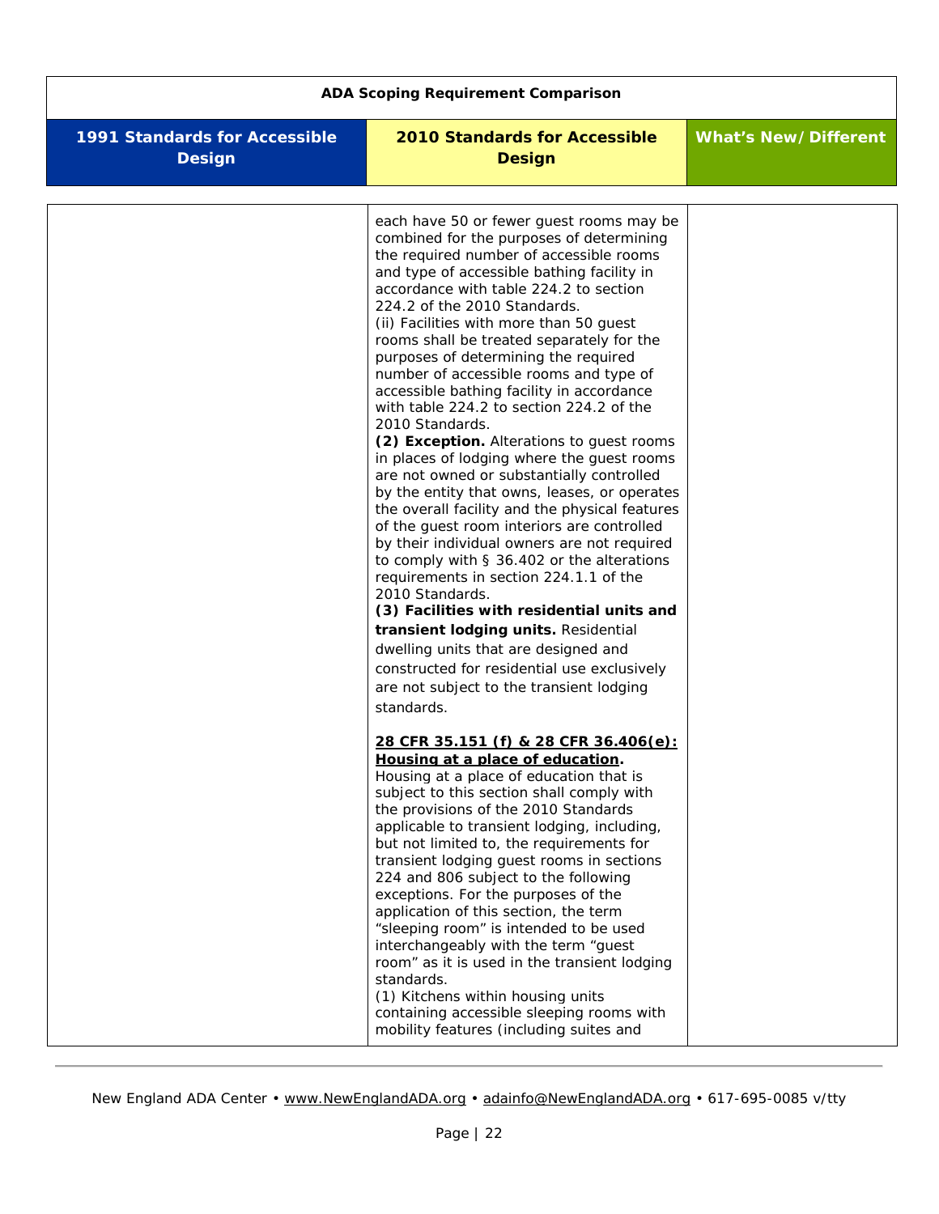**ADA Scoping Requirement Comparison**

| 1991 Standards for Accessible Design | 2010 Standards for Accessible Design | What's New/Different |
|---|---|---|
| | each have 50 or fewer guest rooms may be combined for the purposes of determining the required number of accessible rooms and type of accessible bathing facility in accordance with table 224.2 to section 224.2 of the 2010 Standards.<br>(ii) Facilities with more than 50 guest rooms shall be treated separately for the purposes of determining the required number of accessible rooms and type of accessible bathing facility in accordance with table 224.2 to section 224.2 of the 2010 Standards.<br>**(2) Exception.** Alterations to guest rooms in places of lodging where the guest rooms are not owned or substantially controlled by the entity that owns, leases, or operates the overall facility and the physical features of the guest room interiors are controlled by their individual owners are not required to comply with § 36.402 or the alterations requirements in section 224.1.1 of the 2010 Standards.<br>**(3) Facilities with residential units and transient lodging units.** Residential dwelling units that are designed and constructed for residential use exclusively are not subject to the transient lodging standards.<br><br>**<u>28 CFR 35.151 (f) & 28 CFR 36.406(e): Housing at a place of education</u>.** Housing at a place of education that is subject to this section shall comply with the provisions of the 2010 Standards applicable to transient lodging, including, but not limited to, the requirements for transient lodging guest rooms in sections 224 and 806 subject to the following exceptions. For the purposes of the application of this section, the term "sleeping room" is intended to be used interchangeably with the term "guest room" as it is used in the transient lodging standards.<br>(1) Kitchens within housing units containing accessible sleeping rooms with mobility features (including suites and | |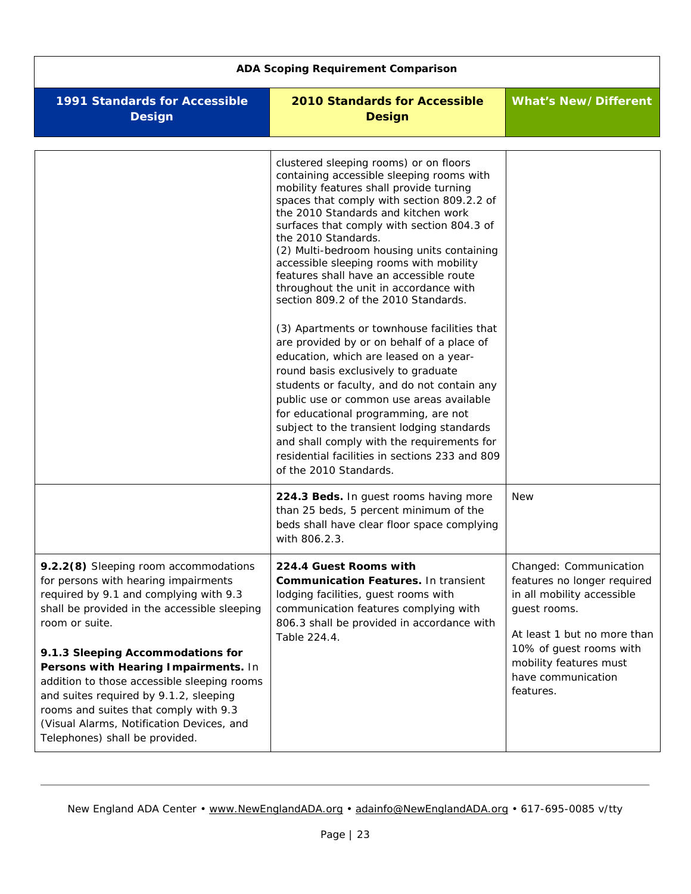| ADA Scoping Requirement Comparison | | |
|---|---|---|
| **1991 Standards for Accessible Design** | **2010 Standards for Accessible Design** | **What's New/Different** |
| | clustered sleeping rooms) or on floors containing accessible sleeping rooms with mobility features shall provide turning spaces that comply with section 809.2.2 of the 2010 Standards and kitchen work surfaces that comply with section 804.3 of the 2010 Standards.<br>(2) Multi-bedroom housing units containing accessible sleeping rooms with mobility features shall have an accessible route throughout the unit in accordance with section 809.2 of the 2010 Standards.<br><br>(3) Apartments or townhouse facilities that are provided by or on behalf of a place of education, which are leased on a year-round basis exclusively to graduate students or faculty, and do not contain any public use or common use areas available for educational programming, are not subject to the transient lodging standards and shall comply with the requirements for residential facilities in sections 233 and 809 of the 2010 Standards. | |
| | **224.3 Beds.** In guest rooms having more than 25 beds, 5 percent minimum of the beds shall have clear floor space complying with 806.2.3. | New |
| **9.2.2(8)** Sleeping room accommodations for persons with hearing impairments required by 9.1 and complying with 9.3 shall be provided in the accessible sleeping room or suite.<br><br>**9.1.3 Sleeping Accommodations for Persons with Hearing Impairments.** In addition to those accessible sleeping rooms and suites required by 9.1.2, sleeping rooms and suites that comply with 9.3 (Visual Alarms, Notification Devices, and Telephones) shall be provided. | **224.4 Guest Rooms with Communication Features.** In transient lodging facilities, guest rooms with communication features complying with 806.3 shall be provided in accordance with Table 224.4. | Changed: Communication features no longer required in all mobility accessible guest rooms.<br><br>At least 1 but no more than 10% of guest rooms with mobility features must have communication features. |

New England ADA Center • www.NewEnglandADA.org • adainfo@NewEnglandADA.org • 617-695-0085 v/tty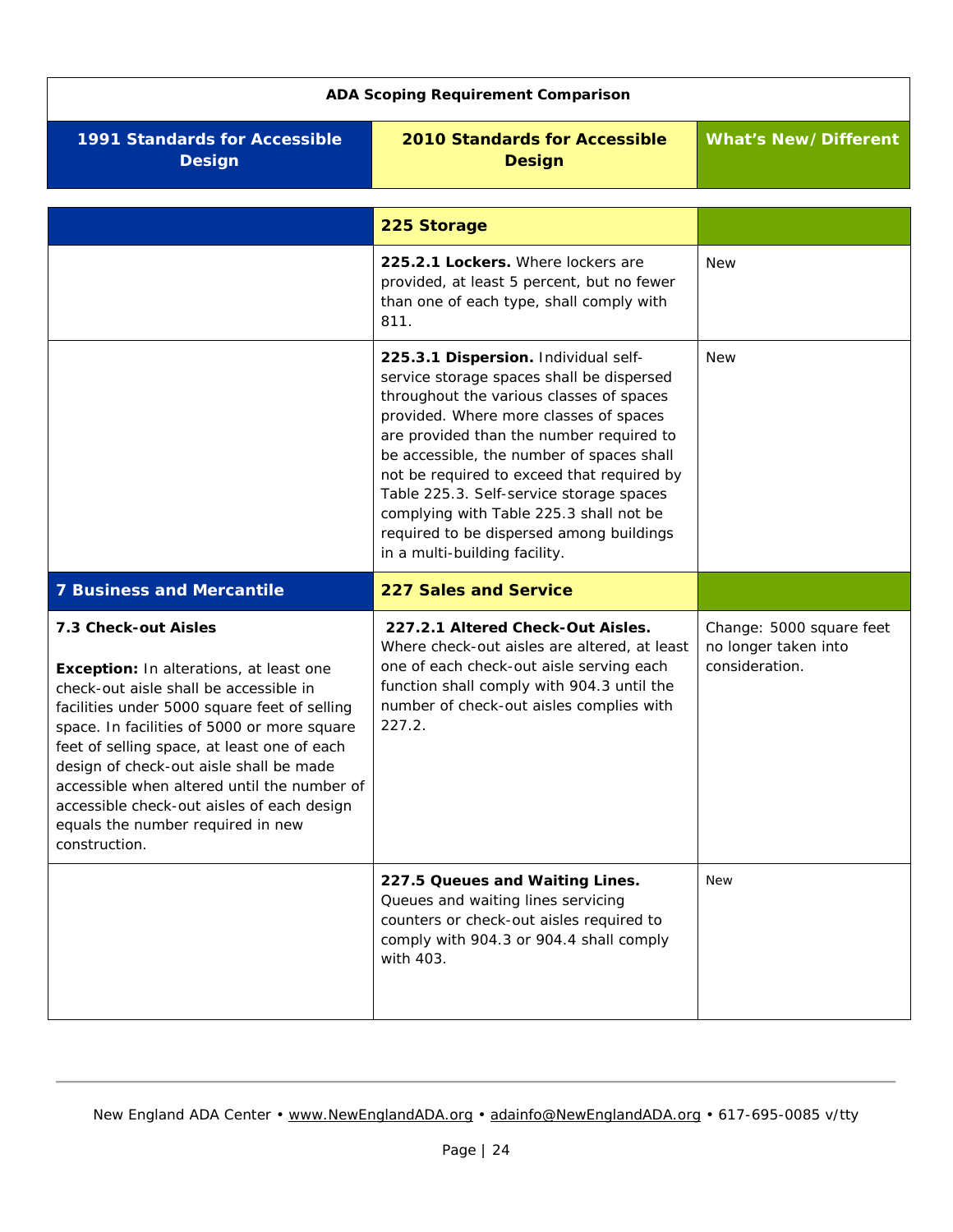**ADA Scoping Requirement Comparison**

| 1991 Standards for Accessible Design | 2010 Standards for Accessible Design | What's New/Different |
|---|---|---|
| | **225 Storage** | |
| | **225.2.1 Lockers.** Where lockers are provided, at least 5 percent, but no fewer than one of each type, shall comply with 811. | New |
| | **225.3.1 Dispersion.** Individual self-service storage spaces shall be dispersed throughout the various classes of spaces provided. Where more classes of spaces are provided than the number required to be accessible, the number of spaces shall not be required to exceed that required by Table 225.3. Self-service storage spaces complying with Table 225.3 shall not be required to be dispersed among buildings in a multi-building facility. | New |
| **7 Business and Mercantile** | **227 Sales and Service** | |
| **7.3 Check-out Aisles**<br><br>**Exception:** In alterations, at least one check-out aisle shall be accessible in facilities under 5000 square feet of selling space. In facilities of 5000 or more square feet of selling space, at least one of each design of check-out aisle shall be made accessible when altered until the number of accessible check-out aisles of each design equals the number required in new construction. | **227.2.1 Altered Check-Out Aisles.** Where check-out aisles are altered, at least one of each check-out aisle serving each function shall comply with 904.3 until the number of check-out aisles complies with 227.2. | Change: 5000 square feet no longer taken into consideration. |
| | **227.5 Queues and Waiting Lines.** Queues and waiting lines servicing counters or check-out aisles required to comply with 904.3 or 904.4 shall comply with 403. | New |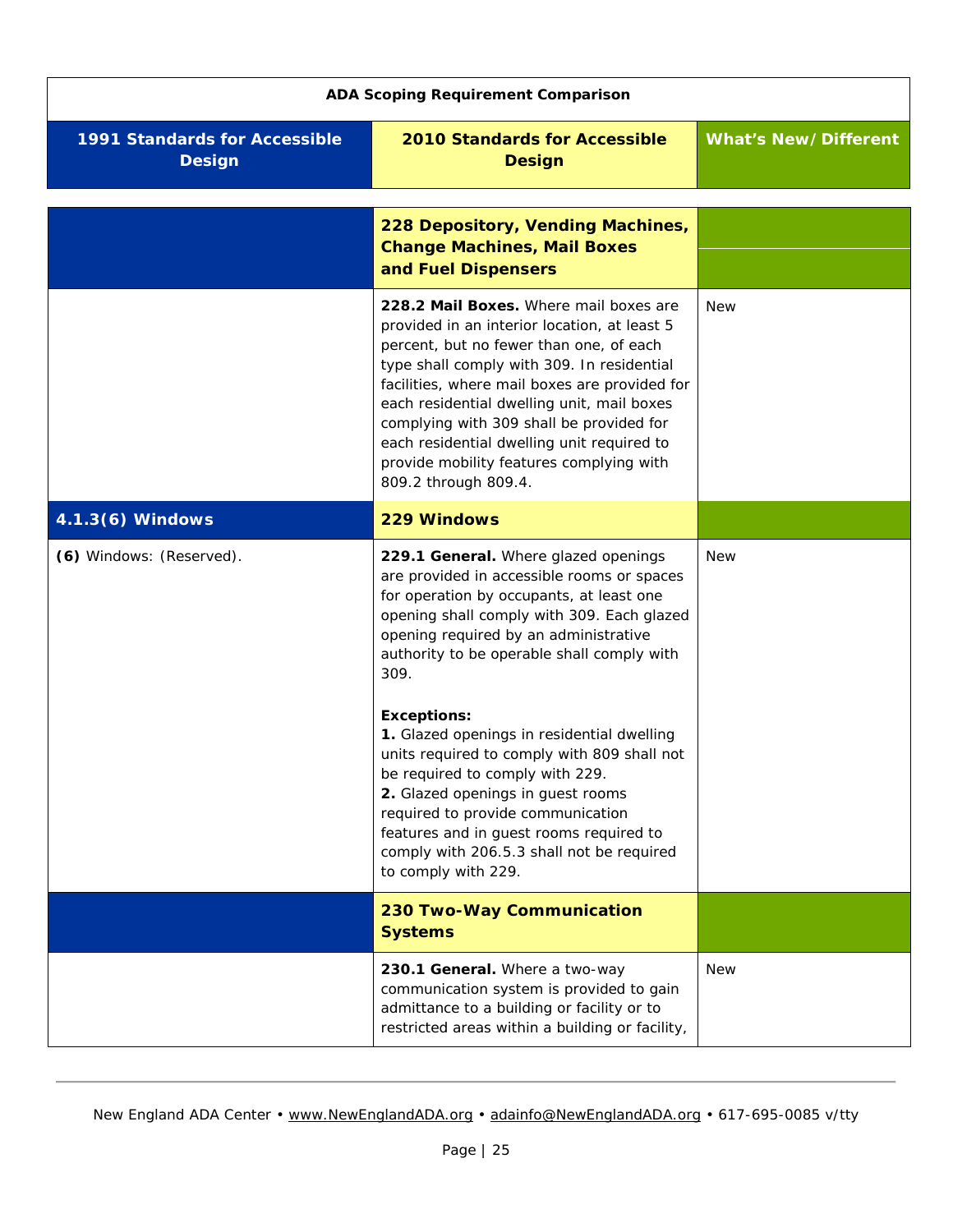| ADA Scoping Requirement Comparison | | |
|---|---|---|
| **1991 Standards for Accessible Design** | **2010 Standards for Accessible Design** | **What's New/Different** |
| | **228 Depository, Vending Machines, Change Machines, Mail Boxes and Fuel Dispensers** | |
| | **228.2 Mail Boxes.** Where mail boxes are provided in an interior location, at least 5 percent, but no fewer than one, of each type shall comply with 309. In residential facilities, where mail boxes are provided for each residential dwelling unit, mail boxes complying with 309 shall be provided for each residential dwelling unit required to provide mobility features complying with 809.2 through 809.4. | New |
| **4.1.3(6) Windows** | **229 Windows** | |
| **(6)** Windows: (Reserved). | **229.1 General.** Where glazed openings are provided in accessible rooms or spaces for operation by occupants, at least one opening shall comply with 309. Each glazed opening required by an administrative authority to be operable shall comply with 309.<br><br>**Exceptions:**<br>**1.** Glazed openings in residential dwelling units required to comply with 809 shall not be required to comply with 229.<br>**2.** Glazed openings in guest rooms required to provide communication features and in guest rooms required to comply with 206.5.3 shall not be required to comply with 229. | New |
| | **230 Two-Way Communication Systems** | |
| | **230.1 General.** Where a two-way communication system is provided to gain admittance to a building or facility or to restricted areas within a building or facility, | New |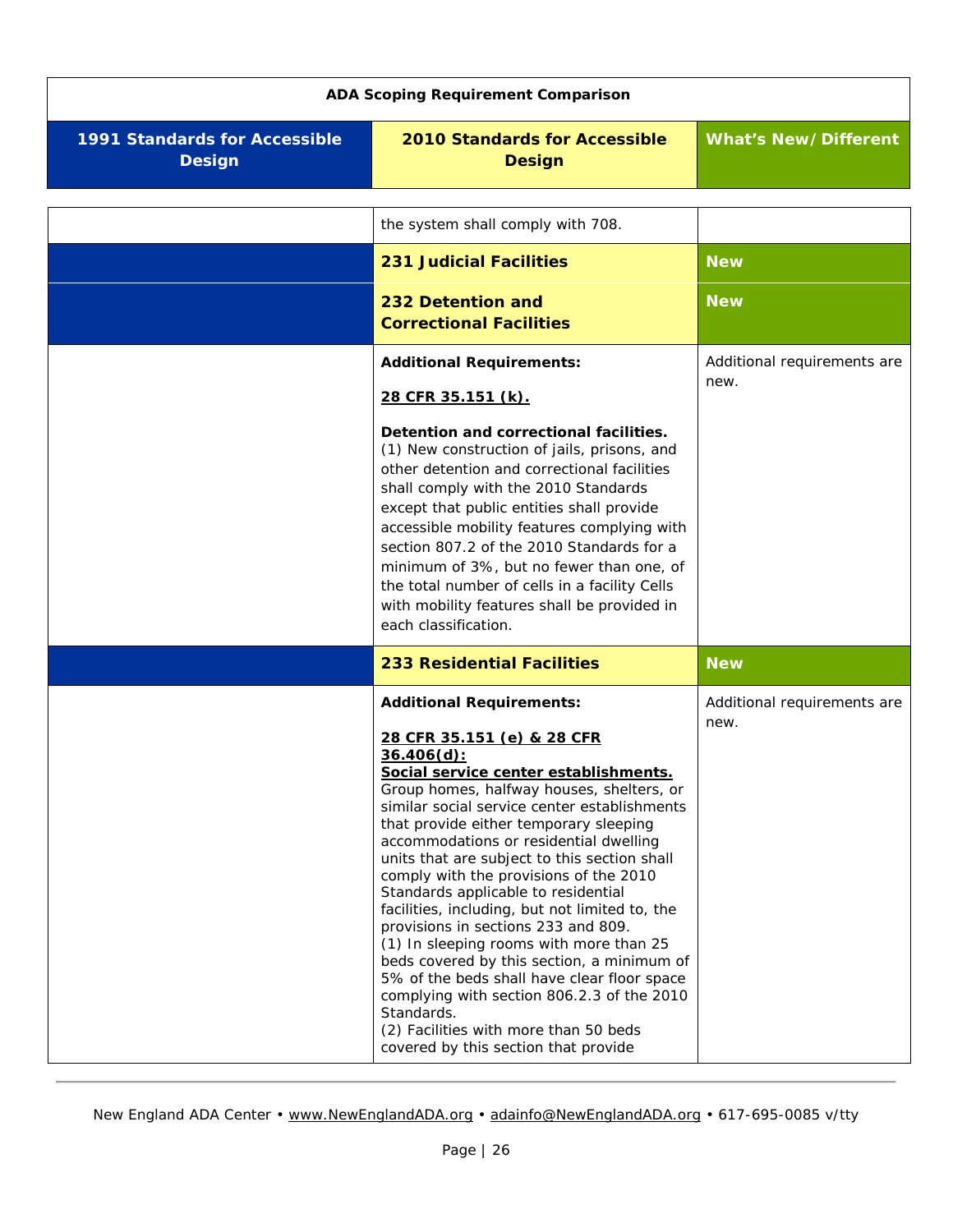| ADA Scoping Requirement Comparison | | |
|---|---|---|
| **1991 Standards for Accessible Design** | **2010 Standards for Accessible Design** | **What's New/Different** |
| | the system shall comply with 708. | |
| | **231 Judicial Facilities** | **New** |
| | **232 Detention and Correctional Facilities** | **New** |
| | **Additional Requirements:**<br><br>**28 CFR 35.151 (k).**<br><br>**Detention and correctional facilities.**<br>(1) New construction of jails, prisons, and other detention and correctional facilities shall comply with the 2010 Standards except that public entities shall provide accessible mobility features complying with section 807.2 of the 2010 Standards for a minimum of 3%, but no fewer than one, of the total number of cells in a facility Cells with mobility features shall be provided in each classification. | Additional requirements are new. |
| | **233 Residential Facilities** | **New** |
| | **Additional Requirements:**<br><br>**28 CFR 35.151 (e) & 28 CFR 36.406(d):**<br>**Social service center establishments.**<br>Group homes, halfway houses, shelters, or similar social service center establishments that provide either temporary sleeping accommodations or residential dwelling units that are subject to this section shall comply with the provisions of the 2010 Standards applicable to residential facilities, including, but not limited to, the provisions in sections 233 and 809.<br>(1) In sleeping rooms with more than 25 beds covered by this section, a minimum of 5% of the beds shall have clear floor space complying with section 806.2.3 of the 2010 Standards.<br>(2) Facilities with more than 50 beds covered by this section that provide | Additional requirements are new. |

New England ADA Center • www.NewEnglandADA.org • adainfo@NewEnglandADA.org • 617-695-0085 v/tty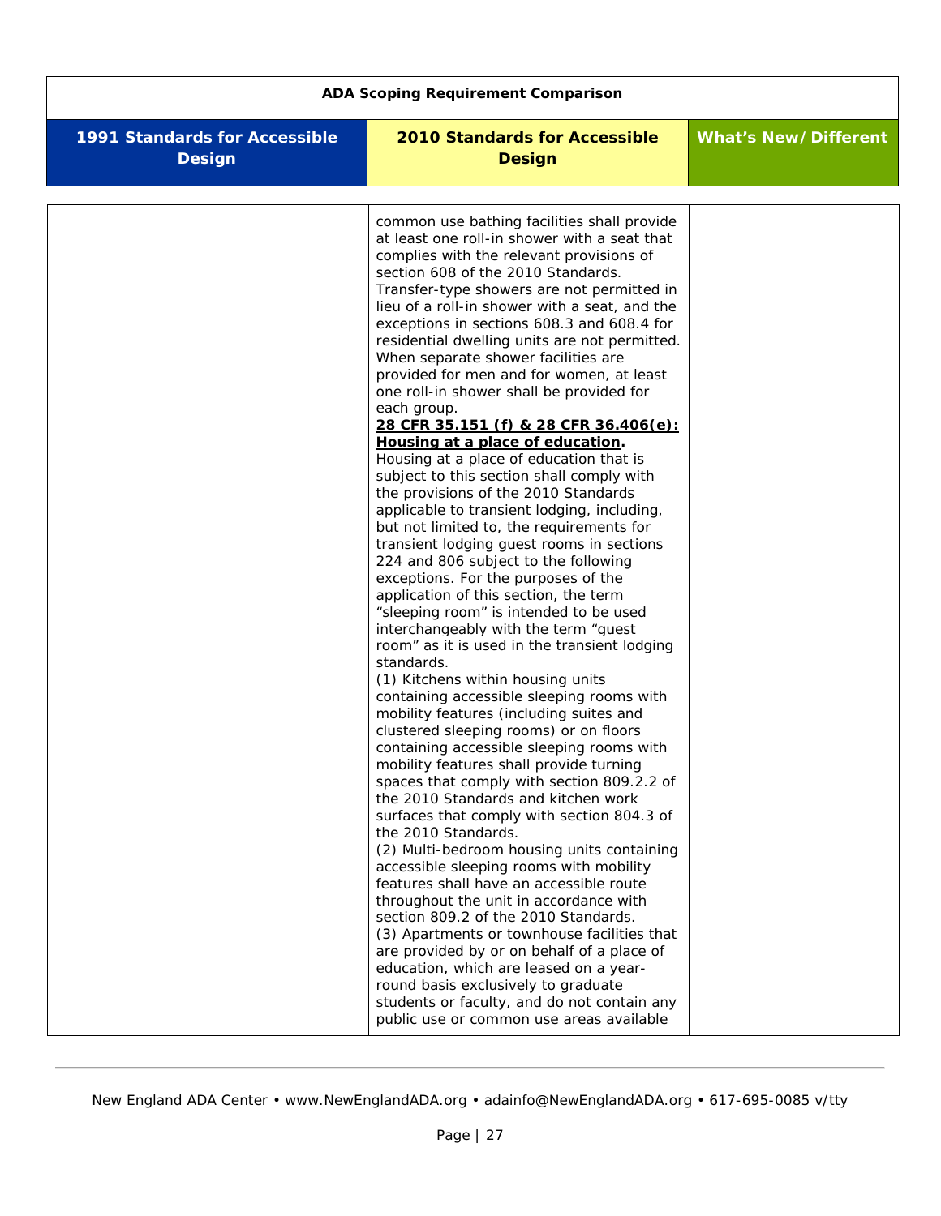| 1991 Standards for Accessible Design | 2010 Standards for Accessible Design | What's New/Different |
|---|---|---|
| | common use bathing facilities shall provide at least one roll-in shower with a seat that complies with the relevant provisions of section 608 of the 2010 Standards. Transfer-type showers are not permitted in lieu of a roll-in shower with a seat, and the exceptions in sections 608.3 and 608.4 for residential dwelling units are not permitted. When separate shower facilities are provided for men and for women, at least one roll-in shower shall be provided for each group.<br>**28 CFR 35.151 (f) & 28 CFR 36.406(e): Housing at a place of education.**<br>Housing at a place of education that is subject to this section shall comply with the provisions of the 2010 Standards applicable to transient lodging, including, but not limited to, the requirements for transient lodging guest rooms in sections 224 and 806 subject to the following exceptions. For the purposes of the application of this section, the term "sleeping room" is intended to be used interchangeably with the term "guest room" as it is used in the transient lodging standards.<br>(1) Kitchens within housing units containing accessible sleeping rooms with mobility features (including suites and clustered sleeping rooms) or on floors containing accessible sleeping rooms with mobility features shall provide turning spaces that comply with section 809.2.2 of the 2010 Standards and kitchen work surfaces that comply with section 804.3 of the 2010 Standards.<br>(2) Multi-bedroom housing units containing accessible sleeping rooms with mobility features shall have an accessible route throughout the unit in accordance with section 809.2 of the 2010 Standards.<br>(3) Apartments or townhouse facilities that are provided by or on behalf of a place of education, which are leased on a year-round basis exclusively to graduate students or faculty, and do not contain any public use or common use areas available | |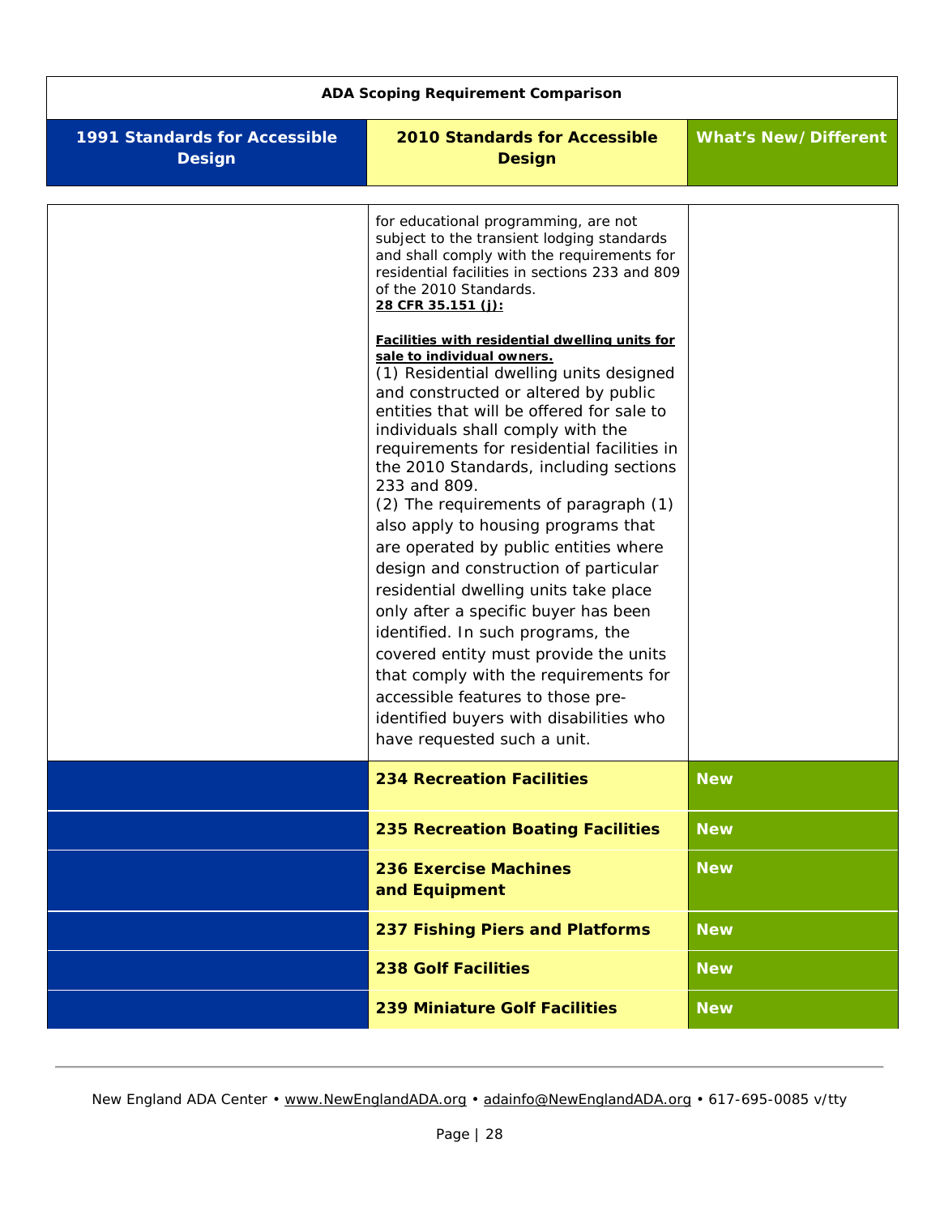**ADA Scoping Requirement Comparison**

| 1991 Standards for Accessible Design | 2010 Standards for Accessible Design | What's New/Different |
|---|---|---|
| | for educational programming, are not subject to the transient lodging standards and shall comply with the requirements for residential facilities in sections 233 and 809 of the 2010 Standards.<br>**28 CFR 35.151 (j):**<br><br>**Facilities with residential dwelling units for sale to individual owners.**<br>(1) Residential dwelling units designed and constructed or altered by public entities that will be offered for sale to individuals shall comply with the requirements for residential facilities in the 2010 Standards, including sections 233 and 809.<br>(2) The requirements of paragraph (1) also apply to housing programs that are operated by public entities where design and construction of particular residential dwelling units take place only after a specific buyer has been identified. In such programs, the covered entity must provide the units that comply with the requirements for accessible features to those pre-identified buyers with disabilities who have requested such a unit. | |
| | **234 Recreation Facilities** | **New** |
| | **235 Recreation Boating Facilities** | **New** |
| | **236 Exercise Machines and Equipment** | **New** |
| | **237 Fishing Piers and Platforms** | **New** |
| | **238 Golf Facilities** | **New** |
| | **239 Miniature Golf Facilities** | **New** |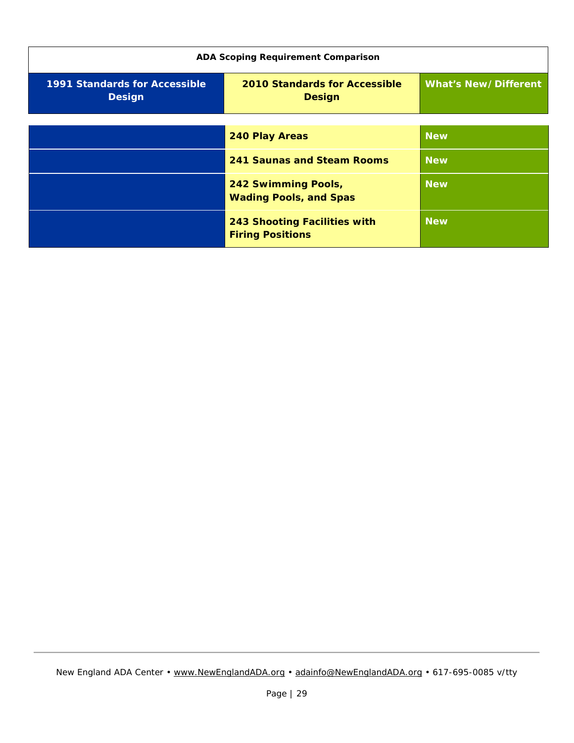| ADA Scoping Requirement Comparison | | |
|---|---|---|
| **1991 Standards for Accessible Design** | **2010 Standards for Accessible Design** | **What's New/Different** |
| | **240 Play Areas** | **New** |
| | **241 Saunas and Steam Rooms** | **New** |
| | **242 Swimming Pools, Wading Pools, and Spas** | **New** |
| | **243 Shooting Facilities with Firing Positions** | **New** |